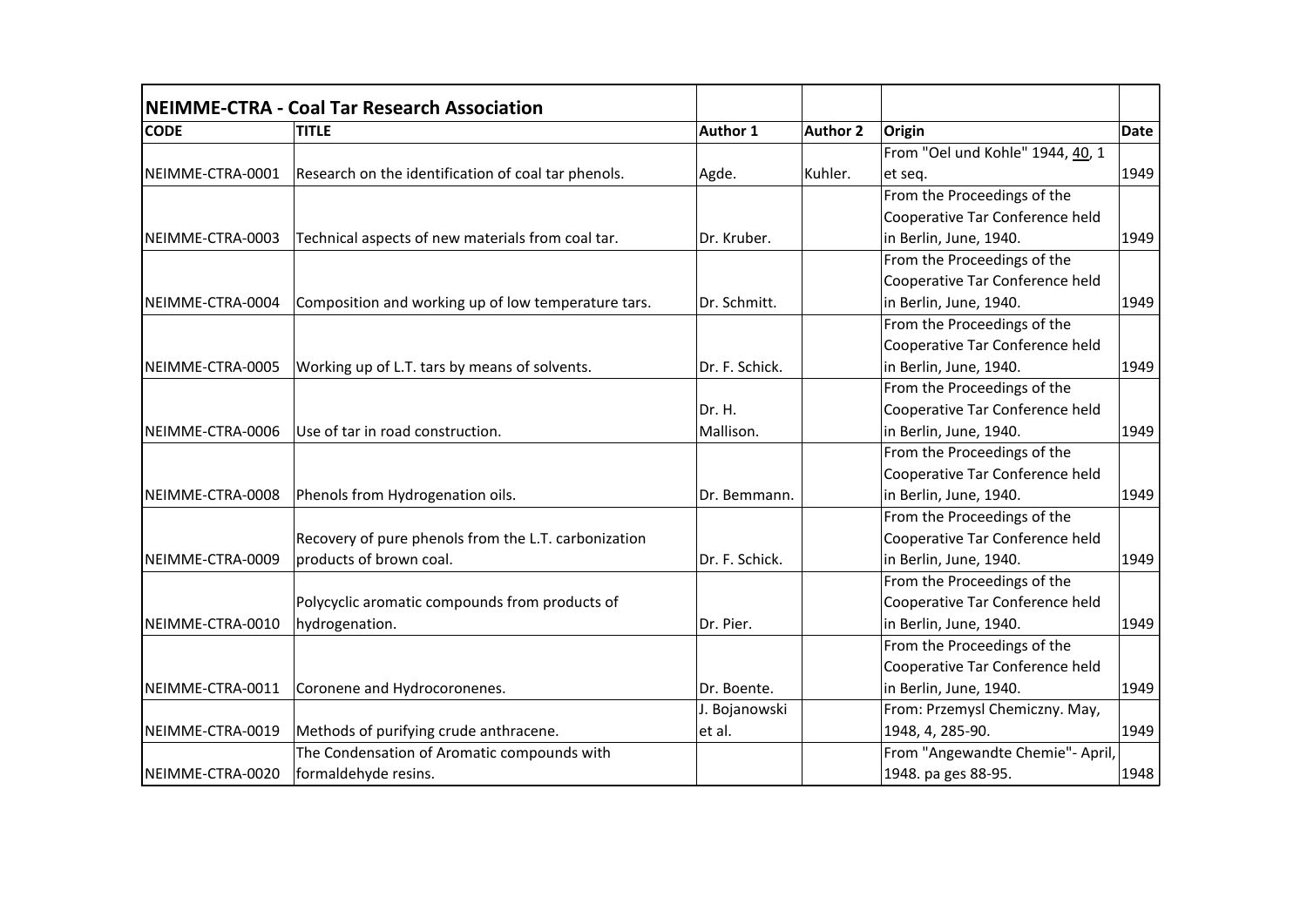## NEIMME-CTRA - Coal Tar Research Association

| CODE | TITLE | Author 1 | Author 2 | Origin | Date |
|---|---|---|---|---|---|
| NEIMME-CTRA-0001 | Research on the identification of coal tar phenols. | Agde. | Kuhler. | From "Oel und Kohle" 1944, 40, 1 et seq. | 1949 |
| NEIMME-CTRA-0003 | Technical aspects of new materials from coal tar. | Dr. Kruber. | | From the Proceedings of the Cooperative Tar Conference held in Berlin, June, 1940. | 1949 |
| NEIMME-CTRA-0004 | Composition and working up of low temperature tars. | Dr. Schmitt. | | From the Proceedings of the Cooperative Tar Conference held in Berlin, June, 1940. | 1949 |
| NEIMME-CTRA-0005 | Working up of L.T. tars by means of solvents. | Dr. F. Schick. | | From the Proceedings of the Cooperative Tar Conference held in Berlin, June, 1940. | 1949 |
| NEIMME-CTRA-0006 | Use of tar in road construction. | Dr. H. Mallison. | | From the Proceedings of the Cooperative Tar Conference held in Berlin, June, 1940. | 1949 |
| NEIMME-CTRA-0008 | Phenols from Hydrogenation oils. | Dr. Bemmann. | | From the Proceedings of the Cooperative Tar Conference held in Berlin, June, 1940. | 1949 |
| NEIMME-CTRA-0009 | Recovery of pure phenols from the L.T. carbonization products of brown coal. | Dr. F. Schick. | | From the Proceedings of the Cooperative Tar Conference held in Berlin, June, 1940. | 1949 |
| NEIMME-CTRA-0010 | Polycyclic aromatic compounds from products of hydrogenation. | Dr. Pier. | | From the Proceedings of the Cooperative Tar Conference held in Berlin, June, 1940. | 1949 |
| NEIMME-CTRA-0011 | Coronene and Hydrocoronenes. | Dr. Boente. | | From the Proceedings of the Cooperative Tar Conference held in Berlin, June, 1940. | 1949 |
| NEIMME-CTRA-0019 | Methods of purifying crude anthracene. | J. Bojanowski et al. | | From: Przemysl Chemiczny. May, 1948, 4, 285-90. | 1949 |
| NEIMME-CTRA-0020 | The Condensation of Aromatic compounds with formaldehyde resins. | | | From "Angewandte Chemie"- April, 1948. pa ges 88-95. | 1948 |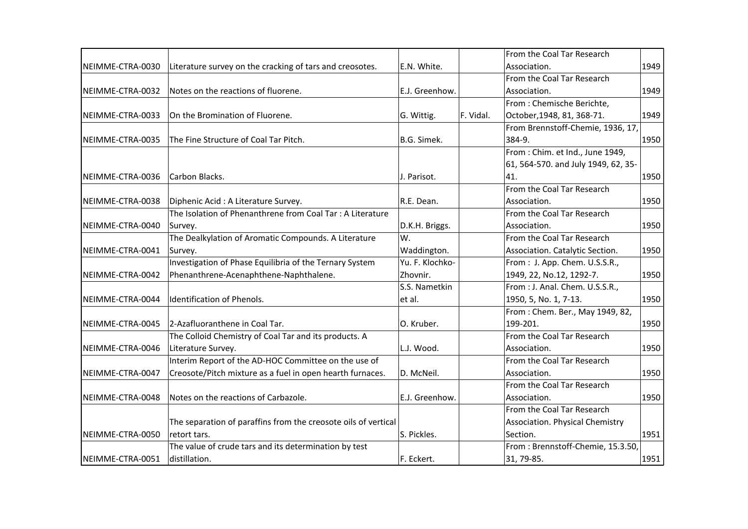| | | | | | |
|---|---|---|---|---|---|
| NEIMME-CTRA-0030 | Literature survey on the cracking of tars and creosotes. | E.N. White. | | From the Coal Tar Research Association. | 1949 |
| NEIMME-CTRA-0032 | Notes on the reactions of fluorene. | E.J. Greenhow. | | From the Coal Tar Research Association. | 1949 |
| NEIMME-CTRA-0033 | On the Bromination of Fluorene. | G. Wittig. | F. Vidal. | From : Chemische Berichte, October,1948, 81, 368-71. | 1949 |
| NEIMME-CTRA-0035 | The Fine Structure of Coal Tar Pitch. | B.G. Simek. | | From Brennstoff-Chemie, 1936, 17, 384-9. | 1950 |
| NEIMME-CTRA-0036 | Carbon Blacks. | J. Parisot. | | From : Chim. et Ind., June 1949, 61, 564-570. and July 1949, 62, 35-41. | 1950 |
| NEIMME-CTRA-0038 | Diphenic Acid : A Literature Survey. | R.E. Dean. | | From the Coal Tar Research Association. | 1950 |
| NEIMME-CTRA-0040 | The Isolation of Phenanthrene from Coal Tar : A Literature Survey. | D.K.H. Briggs. | | From the Coal Tar Research Association. | 1950 |
| NEIMME-CTRA-0041 | The Dealkylation of Aromatic Compounds. A Literature Survey. | W. Waddington. | | From the Coal Tar Research Association. Catalytic Section. | 1950 |
| NEIMME-CTRA-0042 | Investigation of Phase Equilibria of the Ternary System Phenanthrene-Acenaphthene-Naphthalene. | Yu. F. Klochko-Zhovnir. | | From : J. App. Chem. U.S.S.R., 1949, 22, No.12, 1292-7. | 1950 |
| NEIMME-CTRA-0044 | Identification of Phenols. | S.S. Nametkin et al. | | From : J. Anal. Chem. U.S.S.R., 1950, 5, No. 1, 7-13. | 1950 |
| NEIMME-CTRA-0045 | 2-Azafluoranthene in Coal Tar. | O. Kruber. | | From : Chem. Ber., May 1949, 82, 199-201. | 1950 |
| NEIMME-CTRA-0046 | The Colloid Chemistry of Coal Tar and its products. A Literature Survey. | L.J. Wood. | | From the Coal Tar Research Association. | 1950 |
| NEIMME-CTRA-0047 | Interim Report of the AD-HOC Committee on the use of Creosote/Pitch mixture as a fuel in open hearth furnaces. | D. McNeil. | | From the Coal Tar Research Association. | 1950 |
| NEIMME-CTRA-0048 | Notes on the reactions of Carbazole. | E.J. Greenhow. | | From the Coal Tar Research Association. | 1950 |
| NEIMME-CTRA-0050 | The separation of paraffins from the creosote oils of vertical retort tars. | S. Pickles. | | From the Coal Tar Research Association. Physical Chemistry Section. | 1951 |
| NEIMME-CTRA-0051 | The value of crude tars and its determination by test distillation. | F. Eckert. | | From : Brennstoff-Chemie, 15.3.50, 31, 79-85. | 1951 |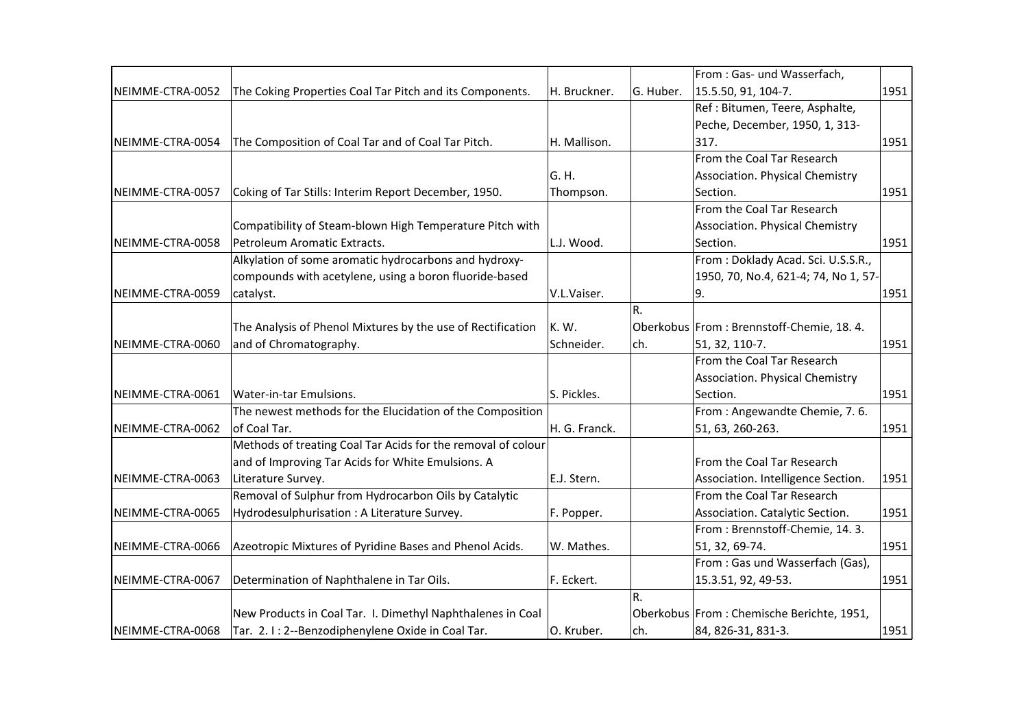| | | | | | |
|---|---|---|---|---|---|
| NEIMME-CTRA-0052 | The Coking Properties Coal Tar Pitch and its Components. | H. Bruckner. | G. Huber. | From : Gas- und Wasserfach, 15.5.50, 91, 104-7. | 1951 |
| NEIMME-CTRA-0054 | The Composition of Coal Tar and of Coal Tar Pitch. | H. Mallison. | | Ref : Bitumen, Teere, Asphalte, Peche, December, 1950, 1, 313-317. | 1951 |
| NEIMME-CTRA-0057 | Coking of Tar Stills: Interim Report December, 1950. | G. H. Thompson. | | From the Coal Tar Research Association. Physical Chemistry Section. | 1951 |
| NEIMME-CTRA-0058 | Compatibility of Steam-blown High Temperature Pitch with Petroleum Aromatic Extracts. | L.J. Wood. | | From the Coal Tar Research Association. Physical Chemistry Section. | 1951 |
| NEIMME-CTRA-0059 | Alkylation of some aromatic hydrocarbons and hydroxy-compounds with acetylene, using a boron fluoride-based catalyst. | V.L.Vaiser. | | From : Doklady Acad. Sci. U.S.S.R., 1950, 70, No.4, 621-4; 74, No 1, 57-9. | 1951 |
| NEIMME-CTRA-0060 | The Analysis of Phenol Mixtures by the use of Rectification and of Chromatography. | K. W. Schneider. | R. Oberkobusch. | From : Brennstoff-Chemie, 18. 4. 51, 32, 110-7. | 1951 |
| NEIMME-CTRA-0061 | Water-in-tar Emulsions. | S. Pickles. | | From the Coal Tar Research Association. Physical Chemistry Section. | 1951 |
| NEIMME-CTRA-0062 | The newest methods for the Elucidation of the Composition of Coal Tar. | H. G. Franck. | | From : Angewandte Chemie, 7. 6. 51, 63, 260-263. | 1951 |
| NEIMME-CTRA-0063 | Methods of treating Coal Tar Acids for the removal of colour and of Improving Tar Acids for White Emulsions. A Literature Survey. | E.J. Stern. | | From the Coal Tar Research Association. Intelligence Section. | 1951 |
| NEIMME-CTRA-0065 | Removal of Sulphur from Hydrocarbon Oils by Catalytic Hydrodesulphurisation : A Literature Survey. | F. Popper. | | From the Coal Tar Research Association. Catalytic Section. | 1951 |
| NEIMME-CTRA-0066 | Azeotropic Mixtures of Pyridine Bases and Phenol Acids. | W. Mathes. | | From : Brennstoff-Chemie, 14. 3. 51, 32, 69-74. | 1951 |
| NEIMME-CTRA-0067 | Determination of Naphthalene in Tar Oils. | F. Eckert. | | From : Gas und Wasserfach (Gas), 15.3.51, 92, 49-53. | 1951 |
| NEIMME-CTRA-0068 | New Products in Coal Tar. I. Dimethyl Naphthalenes in Coal Tar. 2. I : 2--Benzodiphenylene Oxide in Coal Tar. | O. Kruber. | R. Oberkobusch. | From : Chemische Berichte, 1951, 84, 826-31, 831-3. | 1951 |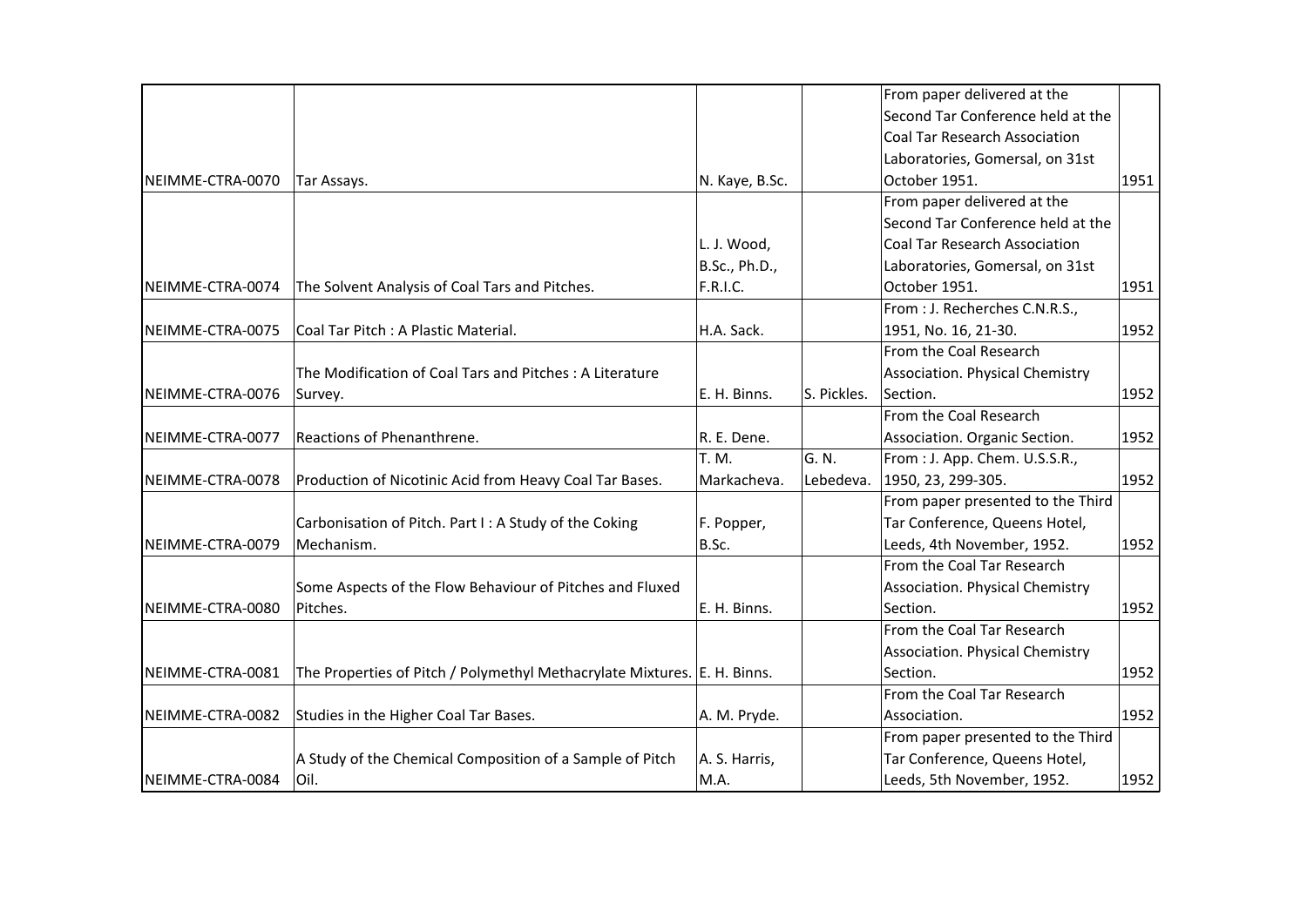| | | | | | |
|---|---|---|---|---|---|
| NEIMME-CTRA-0070 | Tar Assays. | N. Kaye, B.Sc. | | From paper delivered at the Second Tar Conference held at the Coal Tar Research Association Laboratories, Gomersal, on 31st October 1951. | 1951 |
| NEIMME-CTRA-0074 | The Solvent Analysis of Coal Tars and Pitches. | L. J. Wood, B.Sc., Ph.D., F.R.I.C. | | From paper delivered at the Second Tar Conference held at the Coal Tar Research Association Laboratories, Gomersal, on 31st October 1951. | 1951 |
| NEIMME-CTRA-0075 | Coal Tar Pitch : A Plastic Material. | H.A. Sack. | | From : J. Recherches C.N.R.S., 1951, No. 16, 21-30. | 1952 |
| NEIMME-CTRA-0076 | The Modification of Coal Tars and Pitches : A Literature Survey. | E. H. Binns. | S. Pickles. | From the Coal Research Association. Physical Chemistry Section. | 1952 |
| NEIMME-CTRA-0077 | Reactions of Phenanthrene. | R. E. Dene. | | From the Coal Research Association. Organic Section. | 1952 |
| NEIMME-CTRA-0078 | Production of Nicotinic Acid from Heavy Coal Tar Bases. | T. M. Markacheva. | G. N. Lebedeva. | From : J. App. Chem. U.S.S.R., 1950, 23, 299-305. | 1952 |
| NEIMME-CTRA-0079 | Carbonisation of Pitch. Part I : A Study of the Coking Mechanism. | F. Popper, B.Sc. | | From paper presented to the Third Tar Conference, Queens Hotel, Leeds, 4th November, 1952. | 1952 |
| NEIMME-CTRA-0080 | Some Aspects of the Flow Behaviour of Pitches and Fluxed Pitches. | E. H. Binns. | | From the Coal Tar Research Association. Physical Chemistry Section. | 1952 |
| NEIMME-CTRA-0081 | The Properties of Pitch / Polymethyl Methacrylate Mixtures. | E. H. Binns. | | From the Coal Tar Research Association. Physical Chemistry Section. | 1952 |
| NEIMME-CTRA-0082 | Studies in the Higher Coal Tar Bases. | A. M. Pryde. | | From the Coal Tar Research Association. | 1952 |
| NEIMME-CTRA-0084 | A Study of the Chemical Composition of a Sample of Pitch Oil. | A. S. Harris, M.A. | | From paper presented to the Third Tar Conference, Queens Hotel, Leeds, 5th November, 1952. | 1952 |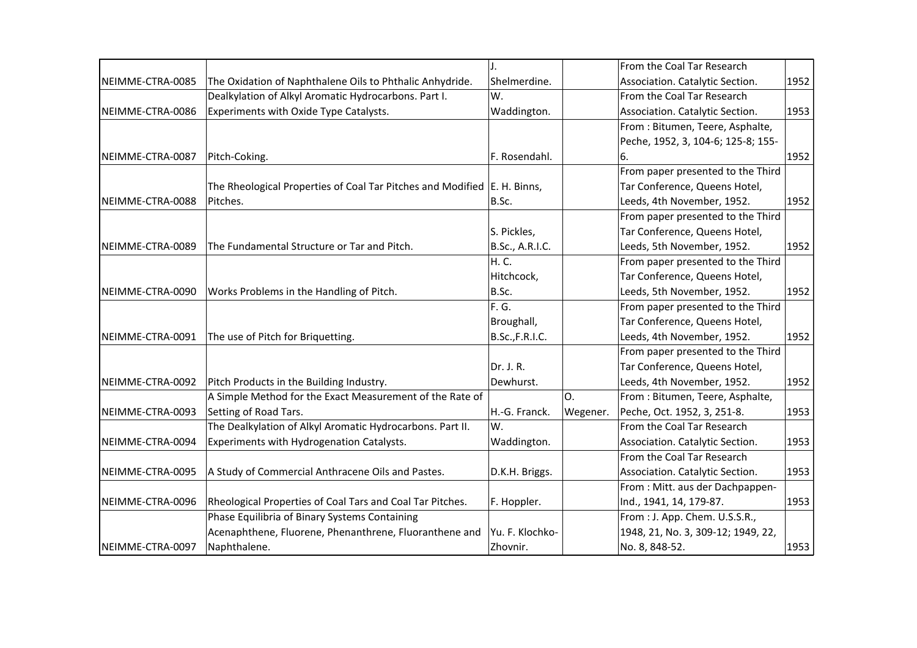| | | | | | |
|---|---|---|---|---|---|
| NEIMME-CTRA-0085 | The Oxidation of Naphthalene Oils to Phthalic Anhydride. | J. Shelmerdine. | | From the Coal Tar Research Association. Catalytic Section. | 1952 |
| NEIMME-CTRA-0086 | Dealkylation of Alkyl Aromatic Hydrocarbons. Part I. Experiments with Oxide Type Catalysts. | W. Waddington. | | From the Coal Tar Research Association. Catalytic Section. | 1953 |
| NEIMME-CTRA-0087 | Pitch-Coking. | F. Rosendahl. | | From : Bitumen, Teere, Asphalte, Peche, 1952, 3, 104-6; 125-8; 155-6. | 1952 |
| NEIMME-CTRA-0088 | The Rheological Properties of Coal Tar Pitches and Modified Pitches. | E. H. Binns, B.Sc. | | From paper presented to the Third Tar Conference, Queens Hotel, Leeds, 4th November, 1952. | 1952 |
| NEIMME-CTRA-0089 | The Fundamental Structure or Tar and Pitch. | S. Pickles, B.Sc., A.R.I.C. | | From paper presented to the Third Tar Conference, Queens Hotel, Leeds, 5th November, 1952. | 1952 |
| NEIMME-CTRA-0090 | Works Problems in the Handling of Pitch. | H. C. Hitchcock, B.Sc. | | From paper presented to the Third Tar Conference, Queens Hotel, Leeds, 5th November, 1952. | 1952 |
| NEIMME-CTRA-0091 | The use of Pitch for Briquetting. | F. G. Broughall, B.Sc.,F.R.I.C. | | From paper presented to the Third Tar Conference, Queens Hotel, Leeds, 4th November, 1952. | 1952 |
| NEIMME-CTRA-0092 | Pitch Products in the Building Industry. | Dr. J. R. Dewhurst. | | From paper presented to the Third Tar Conference, Queens Hotel, Leeds, 4th November, 1952. | 1952 |
| NEIMME-CTRA-0093 | A Simple Method for the Exact Measurement of the Rate of Setting of Road Tars. | H.-G. Franck. | O. Wegener. | From : Bitumen, Teere, Asphalte, Peche, Oct. 1952, 3, 251-8. | 1953 |
| NEIMME-CTRA-0094 | The Dealkylation of Alkyl Aromatic Hydrocarbons. Part II. Experiments with Hydrogenation Catalysts. | W. Waddington. | | From the Coal Tar Research Association. Catalytic Section. | 1953 |
| NEIMME-CTRA-0095 | A Study of Commercial Anthracene Oils and Pastes. | D.K.H. Briggs. | | From the Coal Tar Research Association. Catalytic Section. | 1953 |
| NEIMME-CTRA-0096 | Rheological Properties of Coal Tars and Coal Tar Pitches. | F. Hoppler. | | From : Mitt. aus der Dachpappen-Ind., 1941, 14, 179-87. | 1953 |
| NEIMME-CTRA-0097 | Phase Equilibria of Binary Systems Containing Acenaphthene, Fluorene, Phenanthrene, Fluoranthene and Naphthalene. | Yu. F. Klochko-Zhovnir. | | From : J. App. Chem. U.S.S.R., 1948, 21, No. 3, 309-12; 1949, 22, No. 8, 848-52. | 1953 |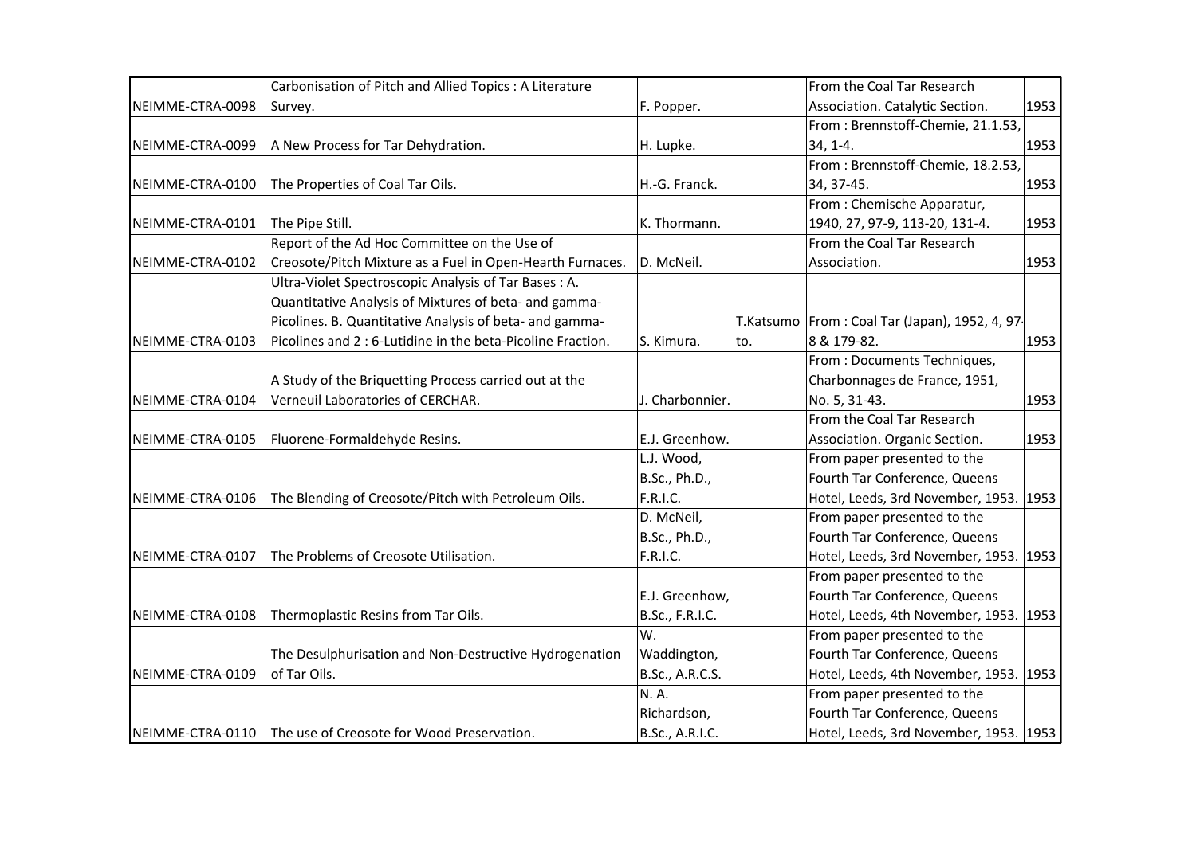| | | | | | |
|---|---|---|---|---|---|
| NEIMME-CTRA-0098 | Carbonisation of Pitch and Allied Topics : A Literature Survey. | F. Popper. | | From the Coal Tar Research Association. Catalytic Section. | 1953 |
| NEIMME-CTRA-0099 | A New Process for Tar Dehydration. | H. Lupke. | | From : Brennstoff-Chemie, 21.1.53, 34, 1-4. | 1953 |
| NEIMME-CTRA-0100 | The Properties of Coal Tar Oils. | H.-G. Franck. | | From : Brennstoff-Chemie, 18.2.53, 34, 37-45. | 1953 |
| NEIMME-CTRA-0101 | The Pipe Still. | K. Thormann. | | From : Chemische Apparatur, 1940, 27, 97-9, 113-20, 131-4. | 1953 |
| NEIMME-CTRA-0102 | Report of the Ad Hoc Committee on the Use of Creosote/Pitch Mixture as a Fuel in Open-Hearth Furnaces. | D. McNeil. | | From the Coal Tar Research Association. | 1953 |
| NEIMME-CTRA-0103 | Ultra-Violet Spectroscopic Analysis of Tar Bases : A. Quantitative Analysis of Mixtures of beta- and gamma-Picolines. B. Quantitative Analysis of beta- and gamma-Picolines and 2 : 6-Lutidine in the beta-Picoline Fraction. | S. Kimura. | T.Katsumoto. | From : Coal Tar (Japan), 1952, 4, 97-8 & 179-82. | 1953 |
| NEIMME-CTRA-0104 | A Study of the Briquetting Process carried out at the Verneuil Laboratories of CERCHAR. | J. Charbonnier. | | From : Documents Techniques, Charbonnages de France, 1951, No. 5, 31-43. | 1953 |
| NEIMME-CTRA-0105 | Fluorene-Formaldehyde Resins. | E.J. Greenhow. | | From the Coal Tar Research Association. Organic Section. | 1953 |
| NEIMME-CTRA-0106 | The Blending of Creosote/Pitch with Petroleum Oils. | L.J. Wood, B.Sc., Ph.D., F.R.I.C. | | From paper presented to the Fourth Tar Conference, Queens Hotel, Leeds, 3rd November, 1953. | 1953 |
| NEIMME-CTRA-0107 | The Problems of Creosote Utilisation. | D. McNeil, B.Sc., Ph.D., F.R.I.C. | | From paper presented to the Fourth Tar Conference, Queens Hotel, Leeds, 3rd November, 1953. | 1953 |
| NEIMME-CTRA-0108 | Thermoplastic Resins from Tar Oils. | E.J. Greenhow, B.Sc., F.R.I.C. | | From paper presented to the Fourth Tar Conference, Queens Hotel, Leeds, 4th November, 1953. | 1953 |
| NEIMME-CTRA-0109 | The Desulphurisation and Non-Destructive Hydrogenation of Tar Oils. | W. Waddington, B.Sc., A.R.C.S. | | From paper presented to the Fourth Tar Conference, Queens Hotel, Leeds, 4th November, 1953. | 1953 |
| NEIMME-CTRA-0110 | The use of Creosote for Wood Preservation. | N. A. Richardson, B.Sc., A.R.I.C. | | From paper presented to the Fourth Tar Conference, Queens Hotel, Leeds, 3rd November, 1953. | 1953 |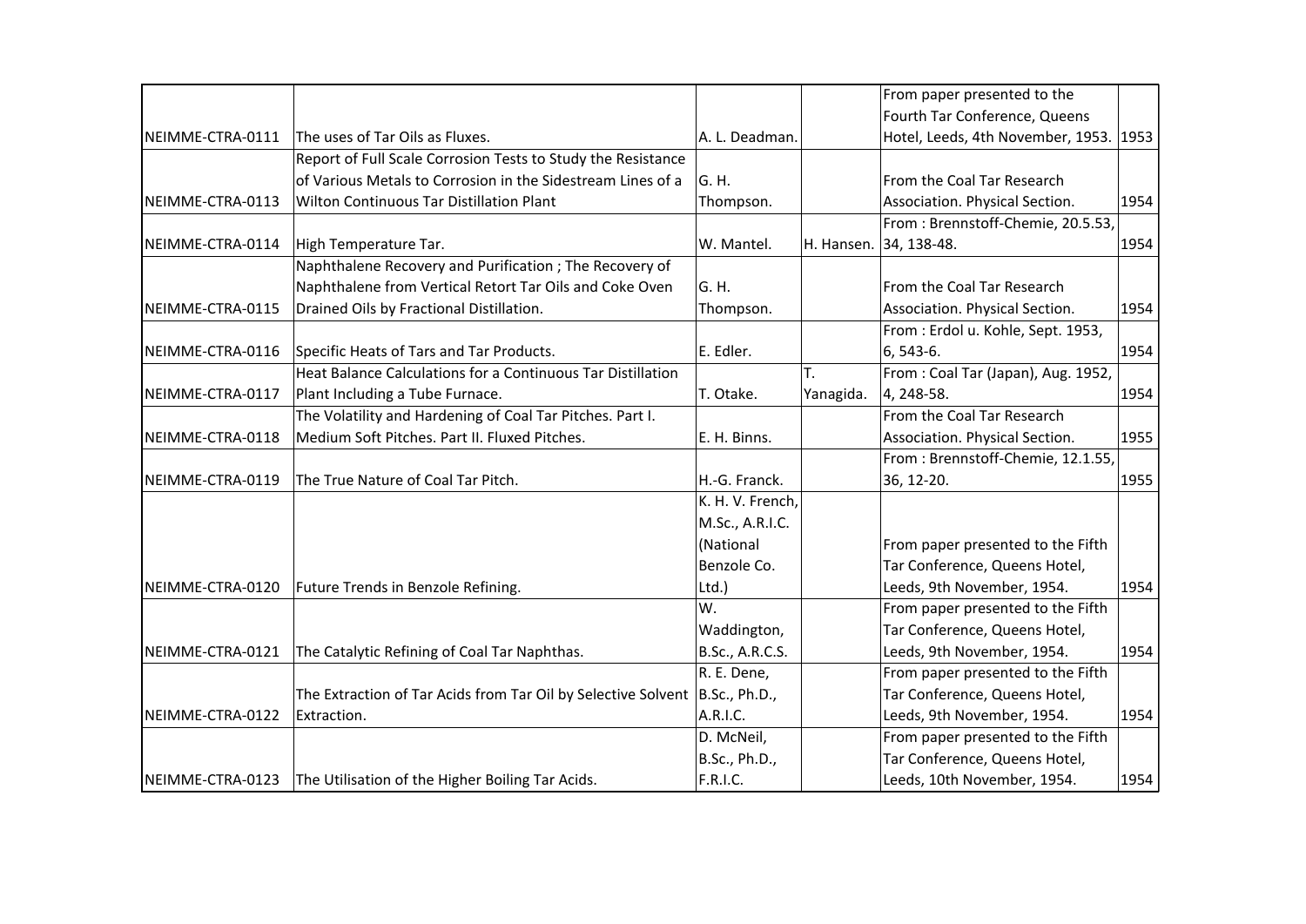| | | | | | |
|---|---|---|---|---|---|
| NEIMME-CTRA-0111 | The uses of Tar Oils as Fluxes. | A. L. Deadman. | | From paper presented to the Fourth Tar Conference, Queens Hotel, Leeds, 4th November, 1953. | 1953 |
| NEIMME-CTRA-0113 | Report of Full Scale Corrosion Tests to Study the Resistance of Various Metals to Corrosion in the Sidestream Lines of a Wilton Continuous Tar Distillation Plant | G. H. Thompson. | | From the Coal Tar Research Association. Physical Section. | 1954 |
| NEIMME-CTRA-0114 | High Temperature Tar. | W. Mantel. | H. Hansen. | From : Brennstoff-Chemie, 20.5.53, 34, 138-48. | 1954 |
| NEIMME-CTRA-0115 | Naphthalene Recovery and Purification ; The Recovery of Naphthalene from Vertical Retort Tar Oils and Coke Oven Drained Oils by Fractional Distillation. | G. H. Thompson. | | From the Coal Tar Research Association. Physical Section. | 1954 |
| NEIMME-CTRA-0116 | Specific Heats of Tars and Tar Products. | E. Edler. | | From : Erdol u. Kohle, Sept. 1953, 6, 543-6. | 1954 |
| NEIMME-CTRA-0117 | Heat Balance Calculations for a Continuous Tar Distillation Plant Including a Tube Furnace. | T. Otake. | T. Yanagida. | From : Coal Tar (Japan), Aug. 1952, 4, 248-58. | 1954 |
| NEIMME-CTRA-0118 | The Volatility and Hardening of Coal Tar Pitches. Part I. Medium Soft Pitches. Part II. Fluxed Pitches. | E. H. Binns. | | From the Coal Tar Research Association. Physical Section. | 1955 |
| NEIMME-CTRA-0119 | The True Nature of Coal Tar Pitch. | H.-G. Franck. | | From : Brennstoff-Chemie, 12.1.55, 36, 12-20. | 1955 |
| NEIMME-CTRA-0120 | Future Trends in Benzole Refining. | K. H. V. French, M.Sc., A.R.I.C. (National Benzole Co. Ltd.) | | From paper presented to the Fifth Tar Conference, Queens Hotel, Leeds, 9th November, 1954. | 1954 |
| NEIMME-CTRA-0121 | The Catalytic Refining of Coal Tar Naphthas. | W. Waddington, B.Sc., A.R.C.S. | | From paper presented to the Fifth Tar Conference, Queens Hotel, Leeds, 9th November, 1954. | 1954 |
| NEIMME-CTRA-0122 | The Extraction of Tar Acids from Tar Oil by Selective Solvent Extraction. | R. E. Dene, B.Sc., Ph.D., A.R.I.C. | | From paper presented to the Fifth Tar Conference, Queens Hotel, Leeds, 9th November, 1954. | 1954 |
| NEIMME-CTRA-0123 | The Utilisation of the Higher Boiling Tar Acids. | D. McNeil, B.Sc., Ph.D., F.R.I.C. | | From paper presented to the Fifth Tar Conference, Queens Hotel, Leeds, 10th November, 1954. | 1954 |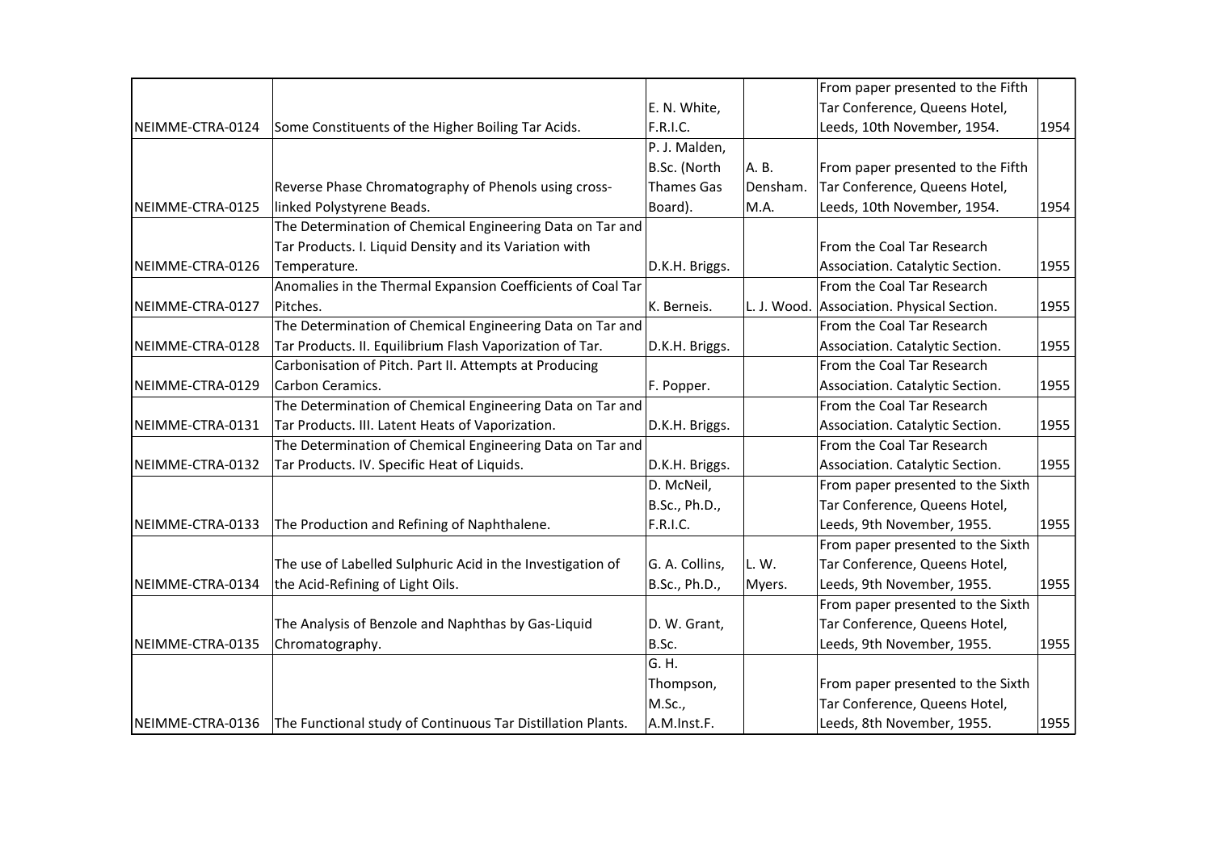| | | | | | |
|---|---|---|---|---|---|
| NEIMME-CTRA-0124 | Some Constituents of the Higher Boiling Tar Acids. | E. N. White, F.R.I.C. | | From paper presented to the Fifth Tar Conference, Queens Hotel, Leeds, 10th November, 1954. | 1954 |
| NEIMME-CTRA-0125 | Reverse Phase Chromatography of Phenols using cross-linked Polystyrene Beads. | P. J. Malden, B.Sc. (North Thames Gas Board). | A. B. Densham. M.A. | From paper presented to the Fifth Tar Conference, Queens Hotel, Leeds, 10th November, 1954. | 1954 |
| NEIMME-CTRA-0126 | The Determination of Chemical Engineering Data on Tar and Tar Products. I. Liquid Density and its Variation with Temperature. | D.K.H. Briggs. | | From the Coal Tar Research Association. Catalytic Section. | 1955 |
| NEIMME-CTRA-0127 | Anomalies in the Thermal Expansion Coefficients of Coal Tar Pitches. | K. Berneis. | L. J. Wood. | From the Coal Tar Research Association. Physical Section. | 1955 |
| NEIMME-CTRA-0128 | The Determination of Chemical Engineering Data on Tar and Tar Products. II. Equilibrium Flash Vaporization of Tar. | D.K.H. Briggs. | | From the Coal Tar Research Association. Catalytic Section. | 1955 |
| NEIMME-CTRA-0129 | Carbonisation of Pitch. Part II. Attempts at Producing Carbon Ceramics. | F. Popper. | | From the Coal Tar Research Association. Catalytic Section. | 1955 |
| NEIMME-CTRA-0131 | The Determination of Chemical Engineering Data on Tar and Tar Products. III. Latent Heats of Vaporization. | D.K.H. Briggs. | | From the Coal Tar Research Association. Catalytic Section. | 1955 |
| NEIMME-CTRA-0132 | The Determination of Chemical Engineering Data on Tar and Tar Products. IV. Specific Heat of Liquids. | D.K.H. Briggs. | | From the Coal Tar Research Association. Catalytic Section. | 1955 |
| NEIMME-CTRA-0133 | The Production and Refining of Naphthalene. | D. McNeil, B.Sc., Ph.D., F.R.I.C. | | From paper presented to the Sixth Tar Conference, Queens Hotel, Leeds, 9th November, 1955. | 1955 |
| NEIMME-CTRA-0134 | The use of Labelled Sulphuric Acid in the Investigation of the Acid-Refining of Light Oils. | G. A. Collins, B.Sc., Ph.D., | L. W. Myers. | From paper presented to the Sixth Tar Conference, Queens Hotel, Leeds, 9th November, 1955. | 1955 |
| NEIMME-CTRA-0135 | The Analysis of Benzole and Naphthas by Gas-Liquid Chromatography. | D. W. Grant, B.Sc. | | From paper presented to the Sixth Tar Conference, Queens Hotel, Leeds, 9th November, 1955. | 1955 |
| NEIMME-CTRA-0136 | The Functional study of Continuous Tar Distillation Plants. | G. H. Thompson, M.Sc., A.M.Inst.F. | | From paper presented to the Sixth Tar Conference, Queens Hotel, Leeds, 8th November, 1955. | 1955 |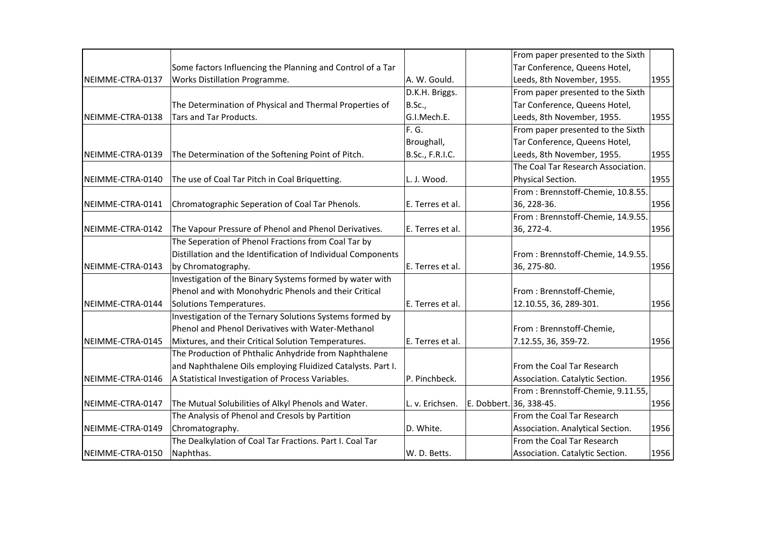| | | | | | |
|---|---|---|---|---|---|
| NEIMME-CTRA-0137 | Some factors Influencing the Planning and Control of a Tar Works Distillation Programme. | A. W. Gould. | | From paper presented to the Sixth Tar Conference, Queens Hotel, Leeds, 8th November, 1955. | 1955 |
| NEIMME-CTRA-0138 | The Determination of Physical and Thermal Properties of Tars and Tar Products. | D.K.H. Briggs. B.Sc., G.I.Mech.E. | | From paper presented to the Sixth Tar Conference, Queens Hotel, Leeds, 8th November, 1955. | 1955 |
| NEIMME-CTRA-0139 | The Determination of the Softening Point of Pitch. | F. G. Broughall, B.Sc., F.R.I.C. | | From paper presented to the Sixth Tar Conference, Queens Hotel, Leeds, 8th November, 1955. | 1955 |
| NEIMME-CTRA-0140 | The use of Coal Tar Pitch in Coal Briquetting. | L. J. Wood. | | The Coal Tar Research Association. Physical Section. | 1955 |
| NEIMME-CTRA-0141 | Chromatographic Seperation of Coal Tar Phenols. | E. Terres et al. | | From : Brennstoff-Chemie, 10.8.55. 36, 228-36. | 1956 |
| NEIMME-CTRA-0142 | The Vapour Pressure of Phenol and Phenol Derivatives. | E. Terres et al. | | From : Brennstoff-Chemie, 14.9.55. 36, 272-4. | 1956 |
| NEIMME-CTRA-0143 | The Seperation of Phenol Fractions from Coal Tar by Distillation and the Identification of Individual Components by Chromatography. | E. Terres et al. | | From : Brennstoff-Chemie, 14.9.55. 36, 275-80. | 1956 |
| NEIMME-CTRA-0144 | Investigation of the Binary Systems formed by water with Phenol and with Monohydric Phenols and their Critical Solutions Temperatures. | E. Terres et al. | | From : Brennstoff-Chemie, 12.10.55, 36, 289-301. | 1956 |
| NEIMME-CTRA-0145 | Investigation of the Ternary Solutions Systems formed by Phenol and Phenol Derivatives with Water-Methanol Mixtures, and their Critical Solution Temperatures. | E. Terres et al. | | From : Brennstoff-Chemie, 7.12.55, 36, 359-72. | 1956 |
| NEIMME-CTRA-0146 | The Production of Phthalic Anhydride from Naphthalene and Naphthalene Oils employing Fluidized Catalysts. Part I. A Statistical Investigation of Process Variables. | P. Pinchbeck. | | From the Coal Tar Research Association. Catalytic Section. | 1956 |
| NEIMME-CTRA-0147 | The Mutual Solubilities of Alkyl Phenols and Water. | L. v. Erichsen. | E. Dobbert. | From : Brennstoff-Chemie, 9.11.55, 36, 338-45. | 1956 |
| NEIMME-CTRA-0149 | The Analysis of Phenol and Cresols by Partition Chromatography. | D. White. | | From the Coal Tar Research Association. Analytical Section. | 1956 |
| NEIMME-CTRA-0150 | The Dealkylation of Coal Tar Fractions. Part I. Coal Tar Naphthas. | W. D. Betts. | | From the Coal Tar Research Association. Catalytic Section. | 1956 |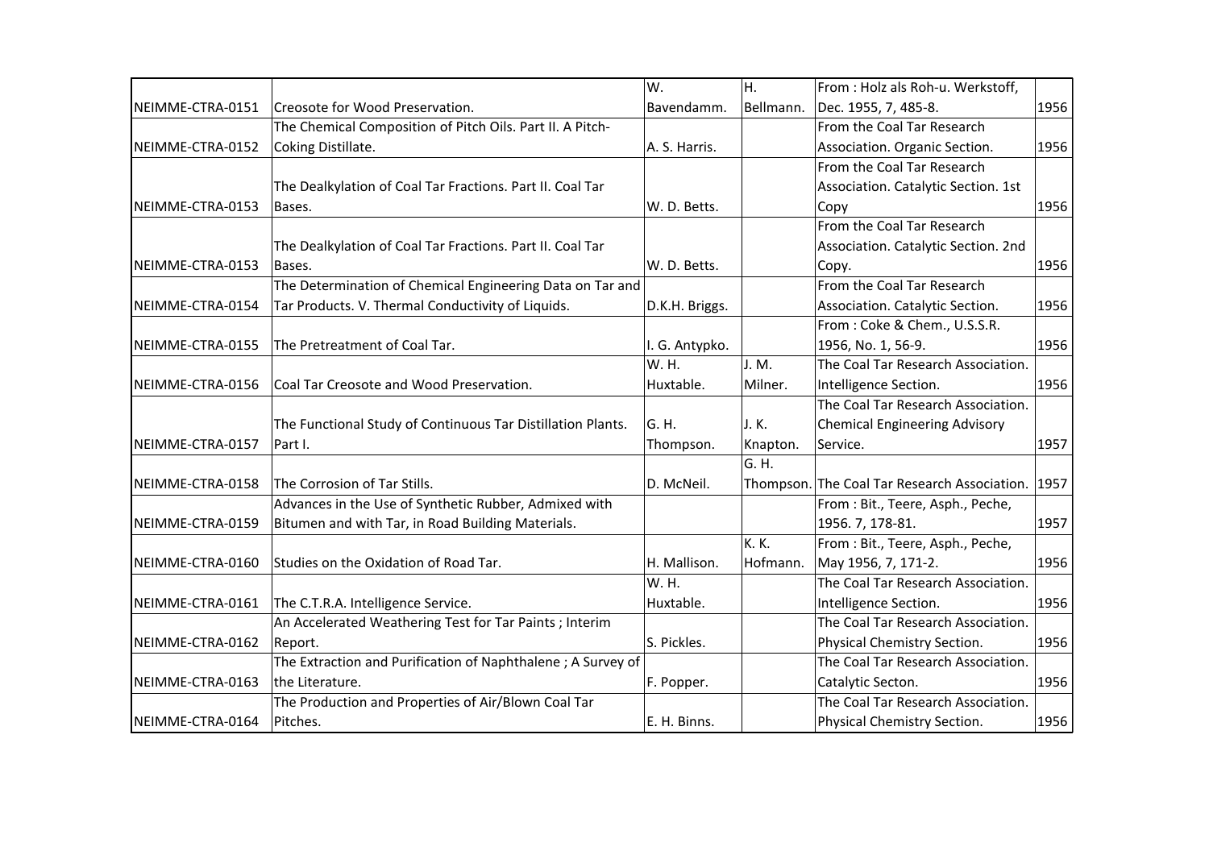| | | | | | |
|---|---|---|---|---|---|
| NEIMME-CTRA-0151 | Creosote for Wood Preservation. | W. Bavendamm. | H. Bellmann. | From : Holz als Roh-u. Werkstoff, Dec. 1955, 7, 485-8. | 1956 |
| NEIMME-CTRA-0152 | The Chemical Composition of Pitch Oils. Part II. A Pitch-Coking Distillate. | A. S. Harris. | | From the Coal Tar Research Association. Organic Section. | 1956 |
| NEIMME-CTRA-0153 | The Dealkylation of Coal Tar Fractions. Part II. Coal Tar Bases. | W. D. Betts. | | From the Coal Tar Research Association. Catalytic Section. 1st Copy | 1956 |
| NEIMME-CTRA-0153 | The Dealkylation of Coal Tar Fractions. Part II. Coal Tar Bases. | W. D. Betts. | | From the Coal Tar Research Association. Catalytic Section. 2nd Copy. | 1956 |
| NEIMME-CTRA-0154 | The Determination of Chemical Engineering Data on Tar and Tar Products. V. Thermal Conductivity of Liquids. | D.K.H. Briggs. | | From the Coal Tar Research Association. Catalytic Section. | 1956 |
| NEIMME-CTRA-0155 | The Pretreatment of Coal Tar. | I. G. Antypko. | | From : Coke & Chem., U.S.S.R. 1956, No. 1, 56-9. | 1956 |
| NEIMME-CTRA-0156 | Coal Tar Creosote and Wood Preservation. | W. H. Huxtable. | J. M. Milner. | The Coal Tar Research Association. Intelligence Section. | 1956 |
| NEIMME-CTRA-0157 | The Functional Study of Continuous Tar Distillation Plants. Part I. | G. H. Thompson. | J. K. Knapton. | The Coal Tar Research Association. Chemical Engineering Advisory Service. | 1957 |
| NEIMME-CTRA-0158 | The Corrosion of Tar Stills. | D. McNeil. | G. H. Thompson. | The Coal Tar Research Association. | 1957 |
| NEIMME-CTRA-0159 | Advances in the Use of Synthetic Rubber, Admixed with Bitumen and with Tar, in Road Building Materials. | | | From : Bit., Teere, Asph., Peche, 1956. 7, 178-81. | 1957 |
| NEIMME-CTRA-0160 | Studies on the Oxidation of Road Tar. | H. Mallison. | K. K. Hofmann. | From : Bit., Teere, Asph., Peche, May 1956, 7, 171-2. | 1956 |
| NEIMME-CTRA-0161 | The C.T.R.A. Intelligence Service. | W. H. Huxtable. | | The Coal Tar Research Association. Intelligence Section. | 1956 |
| NEIMME-CTRA-0162 | An Accelerated Weathering Test for Tar Paints ; Interim Report. | S. Pickles. | | The Coal Tar Research Association. Physical Chemistry Section. | 1956 |
| NEIMME-CTRA-0163 | The Extraction and Purification of Naphthalene ; A Survey of the Literature. | F. Popper. | | The Coal Tar Research Association. Catalytic Secton. | 1956 |
| NEIMME-CTRA-0164 | The Production and Properties of Air/Blown Coal Tar Pitches. | E. H. Binns. | | The Coal Tar Research Association. Physical Chemistry Section. | 1956 |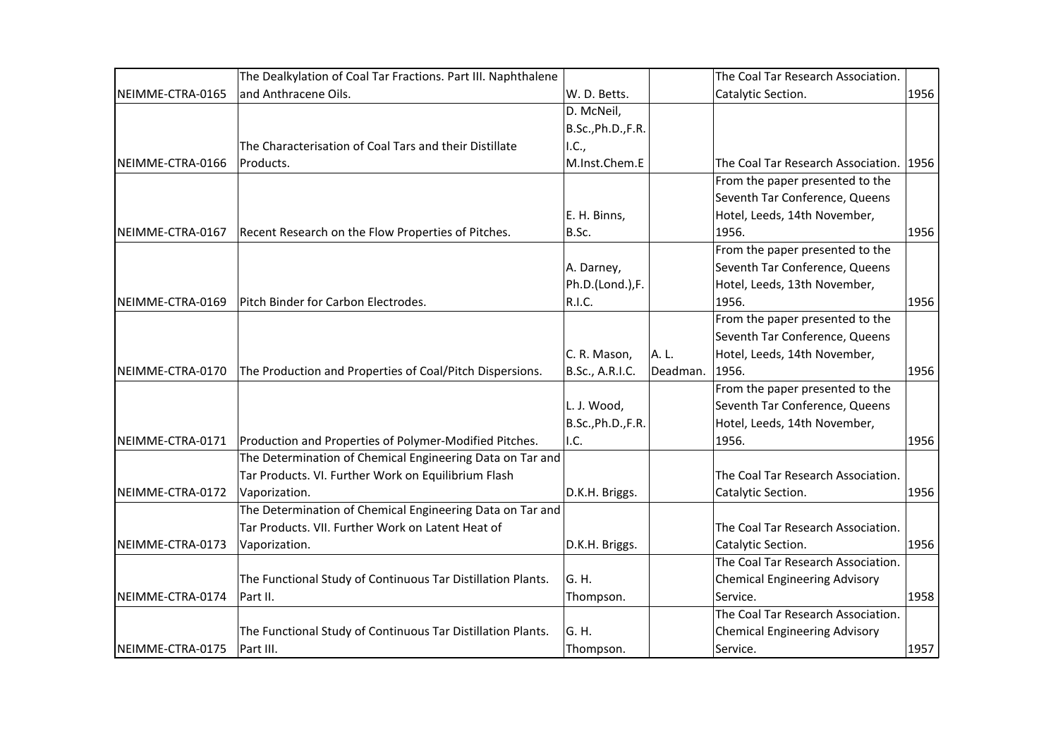| | | | | | |
|---|---|---|---|---|---|
| NEIMME-CTRA-0165 | The Dealkylation of Coal Tar Fractions. Part III. Naphthalene and Anthracene Oils. | W. D. Betts. | | The Coal Tar Research Association. Catalytic Section. | 1956 |
| NEIMME-CTRA-0166 | The Characterisation of Coal Tars and their Distillate Products. | D. McNeil, B.Sc.,Ph.D.,F.R.I.C., M.Inst.Chem.E | | The Coal Tar Research Association. | 1956 |
| NEIMME-CTRA-0167 | Recent Research on the Flow Properties of Pitches. | E. H. Binns, B.Sc. | | From the paper presented to the Seventh Tar Conference, Queens Hotel, Leeds, 14th November, 1956. | 1956 |
| NEIMME-CTRA-0169 | Pitch Binder for Carbon Electrodes. | A. Darney, Ph.D.(Lond.),F.R.I.C. | | From the paper presented to the Seventh Tar Conference, Queens Hotel, Leeds, 13th November, 1956. | 1956 |
| NEIMME-CTRA-0170 | The Production and Properties of Coal/Pitch Dispersions. | C. R. Mason, B.Sc., A.R.I.C. | A. L. Deadman. | From the paper presented to the Seventh Tar Conference, Queens Hotel, Leeds, 14th November, 1956. | 1956 |
| NEIMME-CTRA-0171 | Production and Properties of Polymer-Modified Pitches. | L. J. Wood, B.Sc.,Ph.D.,F.R.I.C. | | From the paper presented to the Seventh Tar Conference, Queens Hotel, Leeds, 14th November, 1956. | 1956 |
| NEIMME-CTRA-0172 | The Determination of Chemical Engineering Data on Tar and Tar Products. VI. Further Work on Equilibrium Flash Vaporization. | D.K.H. Briggs. | | The Coal Tar Research Association. Catalytic Section. | 1956 |
| NEIMME-CTRA-0173 | The Determination of Chemical Engineering Data on Tar and Tar Products. VII. Further Work on Latent Heat of Vaporization. | D.K.H. Briggs. | | The Coal Tar Research Association. Catalytic Section. | 1956 |
| NEIMME-CTRA-0174 | The Functional Study of Continuous Tar Distillation Plants. Part II. | G. H. Thompson. | | The Coal Tar Research Association. Chemical Engineering Advisory Service. | 1958 |
| NEIMME-CTRA-0175 | The Functional Study of Continuous Tar Distillation Plants. Part III. | G. H. Thompson. | | The Coal Tar Research Association. Chemical Engineering Advisory Service. | 1957 |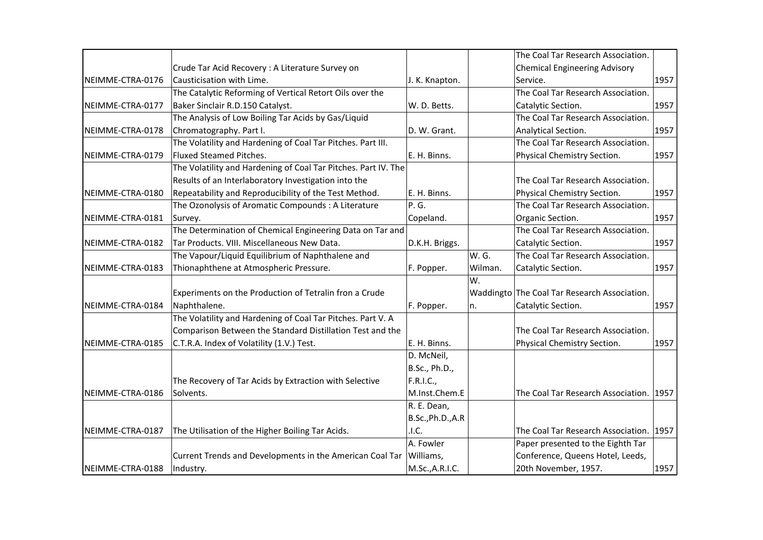| | | | | | |
|---|---|---|---|---|---|
| NEIMME-CTRA-0176 | Crude Tar Acid Recovery : A Literature Survey on Causticisation with Lime. | J. K. Knapton. | | The Coal Tar Research Association. Chemical Engineering Advisory Service. | 1957 |
| NEIMME-CTRA-0177 | The Catalytic Reforming of Vertical Retort Oils over the Baker Sinclair R.D.150 Catalyst. | W. D. Betts. | | The Coal Tar Research Association. Catalytic Section. | 1957 |
| NEIMME-CTRA-0178 | The Analysis of Low Boiling Tar Acids by Gas/Liquid Chromatography. Part I. | D. W. Grant. | | The Coal Tar Research Association. Analytical Section. | 1957 |
| NEIMME-CTRA-0179 | The Volatility and Hardening of Coal Tar Pitches. Part III. Fluxed Steamed Pitches. | E. H. Binns. | | The Coal Tar Research Association. Physical Chemistry Section. | 1957 |
| NEIMME-CTRA-0180 | The Volatility and Hardening of Coal Tar Pitches. Part IV. The Results of an Interlaboratory Investigation into the Repeatability and Reproducibility of the Test Method. | E. H. Binns. | | The Coal Tar Research Association. Physical Chemistry Section. | 1957 |
| NEIMME-CTRA-0181 | The Ozonolysis of Aromatic Compounds : A Literature Survey. | P. G. Copeland. | | The Coal Tar Research Association. Organic Section. | 1957 |
| NEIMME-CTRA-0182 | The Determination of Chemical Engineering Data on Tar and Tar Products. VIII. Miscellaneous New Data. | D.K.H. Briggs. | | The Coal Tar Research Association. Catalytic Section. | 1957 |
| NEIMME-CTRA-0183 | The Vapour/Liquid Equilibrium of Naphthalene and Thionaphthene at Atmospheric Pressure. | F. Popper. | W. G. Wilman. | The Coal Tar Research Association. Catalytic Section. | 1957 |
| NEIMME-CTRA-0184 | Experiments on the Production of Tetralin fron a Crude Naphthalene. | F. Popper. | W. Waddington. | The Coal Tar Research Association. Catalytic Section. | 1957 |
| NEIMME-CTRA-0185 | The Volatility and Hardening of Coal Tar Pitches. Part V. A Comparison Between the Standard Distillation Test and the C.T.R.A. Index of Volatility (1.V.) Test. | E. H. Binns. | | The Coal Tar Research Association. Physical Chemistry Section. | 1957 |
| NEIMME-CTRA-0186 | The Recovery of Tar Acids by Extraction with Selective Solvents. | D. McNeil, B.Sc., Ph.D., F.R.I.C., M.Inst.Chem.E | | The Coal Tar Research Association. | 1957 |
| NEIMME-CTRA-0187 | The Utilisation of the Higher Boiling Tar Acids. | R. E. Dean, B.Sc.,Ph.D.,A.R.I.C. | | The Coal Tar Research Association. | 1957 |
| NEIMME-CTRA-0188 | Current Trends and Developments in the American Coal Tar Industry. | A. Fowler Williams, M.Sc.,A.R.I.C. | | Paper presented to the Eighth Tar Conference, Queens Hotel, Leeds, 20th November, 1957. | 1957 |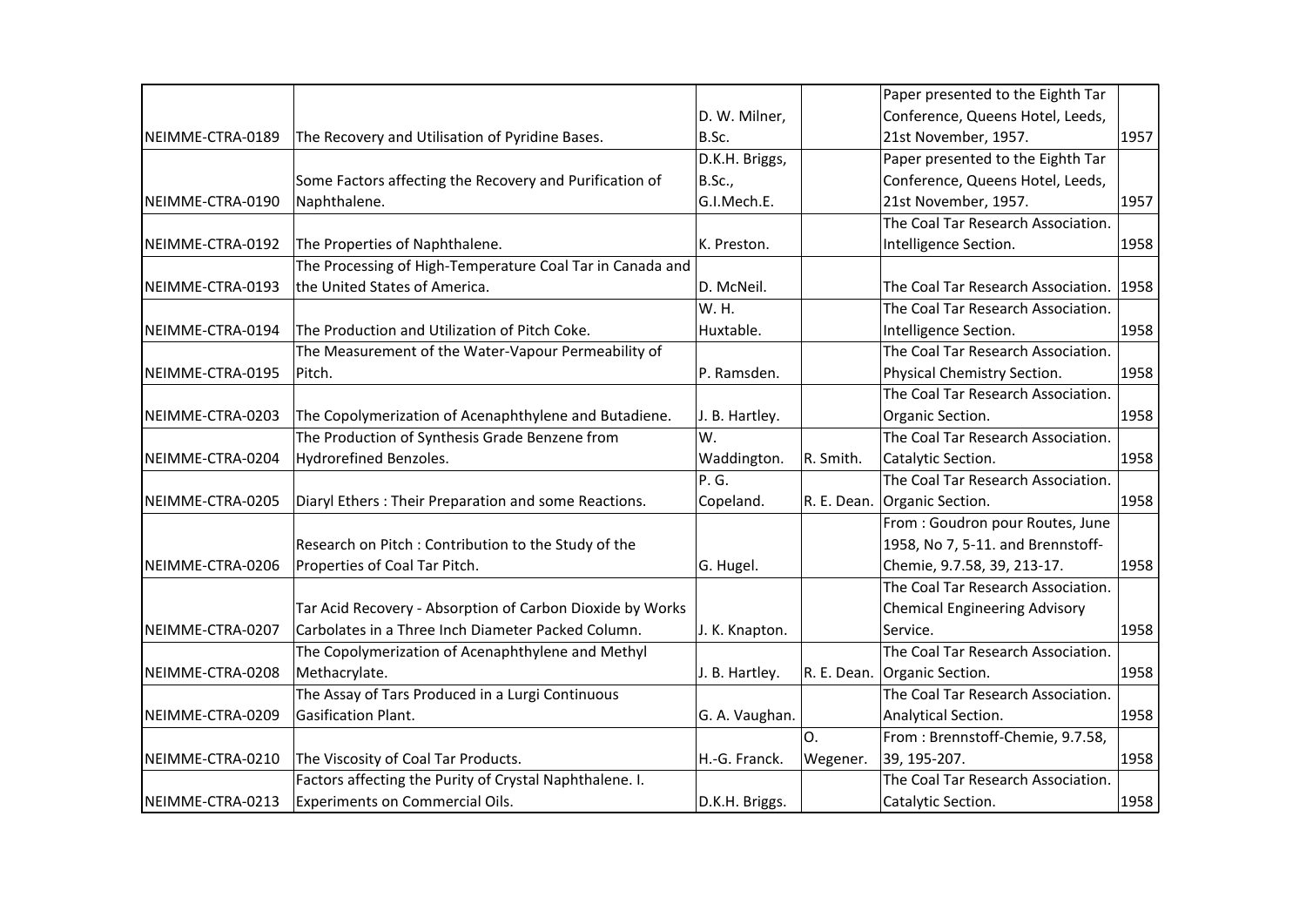| | | | | | |
|---|---|---|---|---|---|
| NEIMME-CTRA-0189 | The Recovery and Utilisation of Pyridine Bases. | D. W. Milner, B.Sc. | | Paper presented to the Eighth Tar Conference, Queens Hotel, Leeds, 21st November, 1957. | 1957 |
| NEIMME-CTRA-0190 | Some Factors affecting the Recovery and Purification of Naphthalene. | D.K.H. Briggs, B.Sc., G.I.Mech.E. | | Paper presented to the Eighth Tar Conference, Queens Hotel, Leeds, 21st November, 1957. | 1957 |
| NEIMME-CTRA-0192 | The Properties of Naphthalene. | K. Preston. | | The Coal Tar Research Association. Intelligence Section. | 1958 |
| NEIMME-CTRA-0193 | The Processing of High-Temperature Coal Tar in Canada and the United States of America. | D. McNeil. | | The Coal Tar Research Association. | 1958 |
| NEIMME-CTRA-0194 | The Production and Utilization of Pitch Coke. | W. H. Huxtable. | | The Coal Tar Research Association. Intelligence Section. | 1958 |
| NEIMME-CTRA-0195 | The Measurement of the Water-Vapour Permeability of Pitch. | P. Ramsden. | | The Coal Tar Research Association. Physical Chemistry Section. | 1958 |
| NEIMME-CTRA-0203 | The Copolymerization of Acenaphthylene and Butadiene. | J. B. Hartley. | | The Coal Tar Research Association. Organic Section. | 1958 |
| NEIMME-CTRA-0204 | The Production of Synthesis Grade Benzene from Hydrorefined Benzoles. | W. Waddington. | R. Smith. | The Coal Tar Research Association. Catalytic Section. | 1958 |
| NEIMME-CTRA-0205 | Diaryl Ethers : Their Preparation and some Reactions. | P. G. Copeland. | R. E. Dean. | Organic Section. | 1958 |
| NEIMME-CTRA-0206 | Research on Pitch : Contribution to the Study of the Properties of Coal Tar Pitch. | G. Hugel. | | From : Goudron pour Routes, June 1958, No 7, 5-11. and Brennstoff-Chemie, 9.7.58, 39, 213-17. | 1958 |
| NEIMME-CTRA-0207 | Tar Acid Recovery - Absorption of Carbon Dioxide by Works Carbolates in a Three Inch Diameter Packed Column. | J. K. Knapton. | | The Coal Tar Research Association. Chemical Engineering Advisory Service. | 1958 |
| NEIMME-CTRA-0208 | The Copolymerization of Acenaphthylene and Methyl Methacrylate. | J. B. Hartley. | R. E. Dean. | Organic Section. | 1958 |
| NEIMME-CTRA-0209 | The Assay of Tars Produced in a Lurgi Continuous Gasification Plant. | G. A. Vaughan. | | The Coal Tar Research Association. Analytical Section. | 1958 |
| NEIMME-CTRA-0210 | The Viscosity of Coal Tar Products. | H.-G. Franck. | O. Wegener. | From : Brennstoff-Chemie, 9.7.58, 39, 195-207. | 1958 |
| NEIMME-CTRA-0213 | Factors affecting the Purity of Crystal Naphthalene. I. Experiments on Commercial Oils. | D.K.H. Briggs. | | The Coal Tar Research Association. Catalytic Section. | 1958 |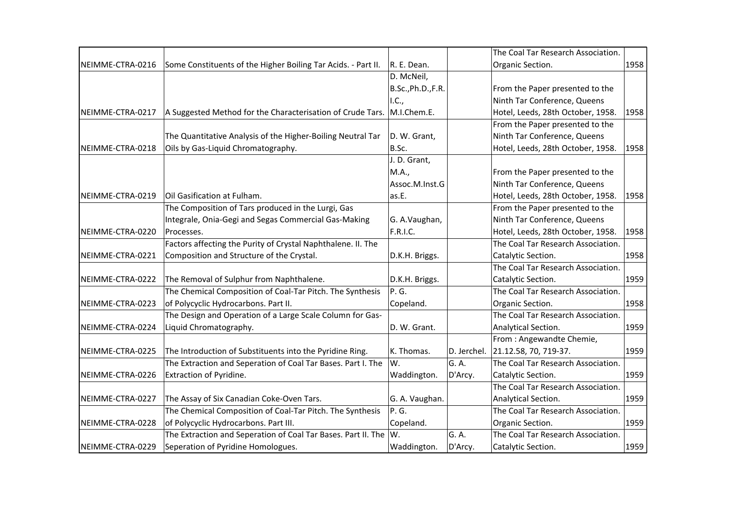| | | | | | |
|---|---|---|---|---|---|
| NEIMME-CTRA-0216 | Some Constituents of the Higher Boiling Tar Acids. - Part II. | R. E. Dean. | | The Coal Tar Research Association. Organic Section. | 1958 |
| NEIMME-CTRA-0217 | A Suggested Method for the Characterisation of Crude Tars. | D. McNeil, B.Sc.,Ph.D.,F.R.I.C., M.I.Chem.E. | | From the Paper presented to the Ninth Tar Conference, Queens Hotel, Leeds, 28th October, 1958. | 1958 |
| NEIMME-CTRA-0218 | The Quantitative Analysis of the Higher-Boiling Neutral Tar Oils by Gas-Liquid Chromatography. | D. W. Grant, B.Sc. | | From the Paper presented to the Ninth Tar Conference, Queens Hotel, Leeds, 28th October, 1958. | 1958 |
| NEIMME-CTRA-0219 | Oil Gasification at Fulham. | J. D. Grant, M.A., Assoc.M.Inst.Gas.E. | | From the Paper presented to the Ninth Tar Conference, Queens Hotel, Leeds, 28th October, 1958. | 1958 |
| NEIMME-CTRA-0220 | The Composition of Tars produced in the Lurgi, Gas Integrale, Onia-Gegi and Segas Commercial Gas-Making Processes. | G. A.Vaughan, F.R.I.C. | | From the Paper presented to the Ninth Tar Conference, Queens Hotel, Leeds, 28th October, 1958. | 1958 |
| NEIMME-CTRA-0221 | Factors affecting the Purity of Crystal Naphthalene. II. The Composition and Structure of the Crystal. | D.K.H. Briggs. | | The Coal Tar Research Association. Catalytic Section. | 1958 |
| NEIMME-CTRA-0222 | The Removal of Sulphur from Naphthalene. | D.K.H. Briggs. | | The Coal Tar Research Association. Catalytic Section. | 1959 |
| NEIMME-CTRA-0223 | The Chemical Composition of Coal-Tar Pitch. The Synthesis of Polycyclic Hydrocarbons. Part II. | P. G. Copeland. | | The Coal Tar Research Association. Organic Section. | 1958 |
| NEIMME-CTRA-0224 | The Design and Operation of a Large Scale Column for Gas-Liquid Chromatography. | D. W. Grant. | | The Coal Tar Research Association. Analytical Section. | 1959 |
| NEIMME-CTRA-0225 | The Introduction of Substituents into the Pyridine Ring. | K. Thomas. | D. Jerchel. | From : Angewandte Chemie, 21.12.58, 70, 719-37. | 1959 |
| NEIMME-CTRA-0226 | The Extraction and Seperation of Coal Tar Bases. Part I. The Extraction of Pyridine. | W. Waddington. | G. A. D'Arcy. | The Coal Tar Research Association. Catalytic Section. | 1959 |
| NEIMME-CTRA-0227 | The Assay of Six Canadian Coke-Oven Tars. | G. A. Vaughan. | | The Coal Tar Research Association. Analytical Section. | 1959 |
| NEIMME-CTRA-0228 | The Chemical Composition of Coal-Tar Pitch. The Synthesis of Polycyclic Hydrocarbons. Part III. | P. G. Copeland. | | The Coal Tar Research Association. Organic Section. | 1959 |
| NEIMME-CTRA-0229 | The Extraction and Seperation of Coal Tar Bases. Part II. The Seperation of Pyridine Homologues. | W. Waddington. | G. A. D'Arcy. | The Coal Tar Research Association. Catalytic Section. | 1959 |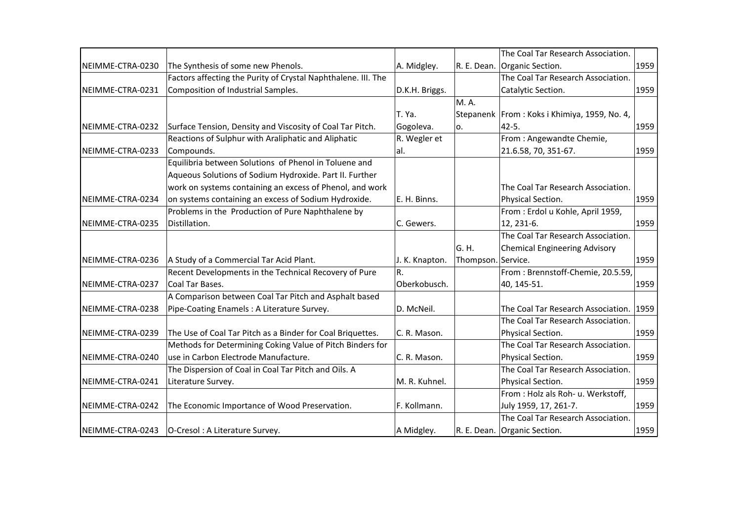| | | | | | |
|---|---|---|---|---|---|
| NEIMME-CTRA-0230 | The Synthesis of some new Phenols. | A. Midgley. | R. E. Dean. | The Coal Tar Research Association. Organic Section. | 1959 |
| NEIMME-CTRA-0231 | Factors affecting the Purity of Crystal Naphthalene. III. The Composition of Industrial Samples. | D.K.H. Briggs. | | The Coal Tar Research Association. Catalytic Section. | 1959 |
| NEIMME-CTRA-0232 | Surface Tension, Density and Viscosity of Coal Tar Pitch. | T. Ya. Gogoleva. | M. A. Stepanenko. | From : Koks i Khimiya, 1959, No. 4, 42-5. | 1959 |
| NEIMME-CTRA-0233 | Reactions of Sulphur with Araliphatic and Aliphatic Compounds. | R. Wegler et al. | | From : Angewandte Chemie, 21.6.58, 70, 351-67. | 1959 |
| NEIMME-CTRA-0234 | Equilibria between Solutions of Phenol in Toluene and Aqueous Solutions of Sodium Hydroxide. Part II. Further work on systems containing an excess of Phenol, and work on systems containing an excess of Sodium Hydroxide. | E. H. Binns. | | The Coal Tar Research Association. Physical Section. | 1959 |
| NEIMME-CTRA-0235 | Problems in the Production of Pure Naphthalene by Distillation. | C. Gewers. | | From : Erdol u Kohle, April 1959, 12, 231-6. | 1959 |
| NEIMME-CTRA-0236 | A Study of a Commercial Tar Acid Plant. | J. K. Knapton. | G. H. Thompson. | The Coal Tar Research Association. Chemical Engineering Advisory Service. | 1959 |
| NEIMME-CTRA-0237 | Recent Developments in the Technical Recovery of Pure Coal Tar Bases. | R. Oberkobusch. | | From : Brennstoff-Chemie, 20.5.59, 40, 145-51. | 1959 |
| NEIMME-CTRA-0238 | A Comparison between Coal Tar Pitch and Asphalt based Pipe-Coating Enamels : A Literature Survey. | D. McNeil. | | The Coal Tar Research Association. | 1959 |
| NEIMME-CTRA-0239 | The Use of Coal Tar Pitch as a Binder for Coal Briquettes. | C. R. Mason. | | The Coal Tar Research Association. Physical Section. | 1959 |
| NEIMME-CTRA-0240 | Methods for Determining Coking Value of Pitch Binders for use in Carbon Electrode Manufacture. | C. R. Mason. | | The Coal Tar Research Association. Physical Section. | 1959 |
| NEIMME-CTRA-0241 | The Dispersion of Coal in Coal Tar Pitch and Oils. A Literature Survey. | M. R. Kuhnel. | | The Coal Tar Research Association. Physical Section. | 1959 |
| NEIMME-CTRA-0242 | The Economic Importance of Wood Preservation. | F. Kollmann. | | From : Holz als Roh- u. Werkstoff, July 1959, 17, 261-7. | 1959 |
| NEIMME-CTRA-0243 | O-Cresol : A Literature Survey. | A Midgley. | R. E. Dean. | The Coal Tar Research Association. Organic Section. | 1959 |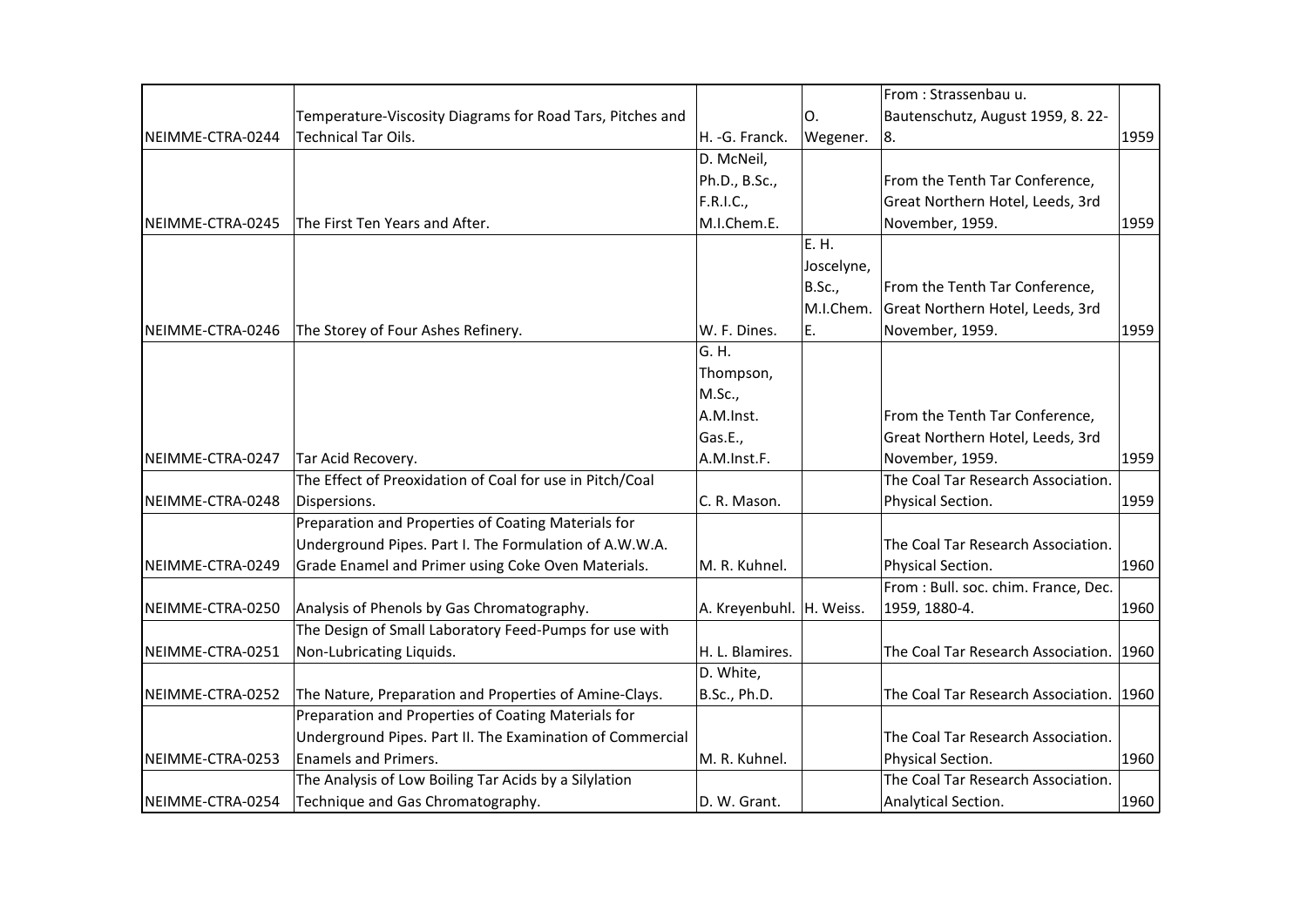| | | | | | |
|---|---|---|---|---|---|
| NEIMME-CTRA-0244 | Temperature-Viscosity Diagrams for Road Tars, Pitches and Technical Tar Oils. | H. -G. Franck. | O. Wegener. | From : Strassenbau u. Bautenschutz, August 1959, 8. 22-8. | 1959 |
| NEIMME-CTRA-0245 | The First Ten Years and After. | D. McNeil, Ph.D., B.Sc., F.R.I.C., M.I.Chem.E. | | From the Tenth Tar Conference, Great Northern Hotel, Leeds, 3rd November, 1959. | 1959 |
| NEIMME-CTRA-0246 | The Storey of Four Ashes Refinery. | W. F. Dines. | E. H. Joscelyne, B.Sc., M.I.Chem. E. | From the Tenth Tar Conference, Great Northern Hotel, Leeds, 3rd November, 1959. | 1959 |
| NEIMME-CTRA-0247 | Tar Acid Recovery. | G. H. Thompson, M.Sc., A.M.Inst. Gas.E., A.M.Inst.F. | | From the Tenth Tar Conference, Great Northern Hotel, Leeds, 3rd November, 1959. | 1959 |
| NEIMME-CTRA-0248 | The Effect of Preoxidation of Coal for use in Pitch/Coal Dispersions. | C. R. Mason. | | The Coal Tar Research Association. Physical Section. | 1959 |
| NEIMME-CTRA-0249 | Preparation and Properties of Coating Materials for Underground Pipes. Part I. The Formulation of A.W.W.A. Grade Enamel and Primer using Coke Oven Materials. | M. R. Kuhnel. | | The Coal Tar Research Association. Physical Section. | 1960 |
| NEIMME-CTRA-0250 | Analysis of Phenols by Gas Chromatography. | A. Kreyenbuhl. | H. Weiss. | From : Bull. soc. chim. France, Dec. 1959, 1880-4. | 1960 |
| NEIMME-CTRA-0251 | The Design of Small Laboratory Feed-Pumps for use with Non-Lubricating Liquids. | H. L. Blamires. | | The Coal Tar Research Association. | 1960 |
| NEIMME-CTRA-0252 | The Nature, Preparation and Properties of Amine-Clays. | D. White, B.Sc., Ph.D. | | The Coal Tar Research Association. | 1960 |
| NEIMME-CTRA-0253 | Preparation and Properties of Coating Materials for Underground Pipes. Part II. The Examination of Commercial Enamels and Primers. | M. R. Kuhnel. | | The Coal Tar Research Association. Physical Section. | 1960 |
| NEIMME-CTRA-0254 | The Analysis of Low Boiling Tar Acids by a Silylation Technique and Gas Chromatography. | D. W. Grant. | | The Coal Tar Research Association. Analytical Section. | 1960 |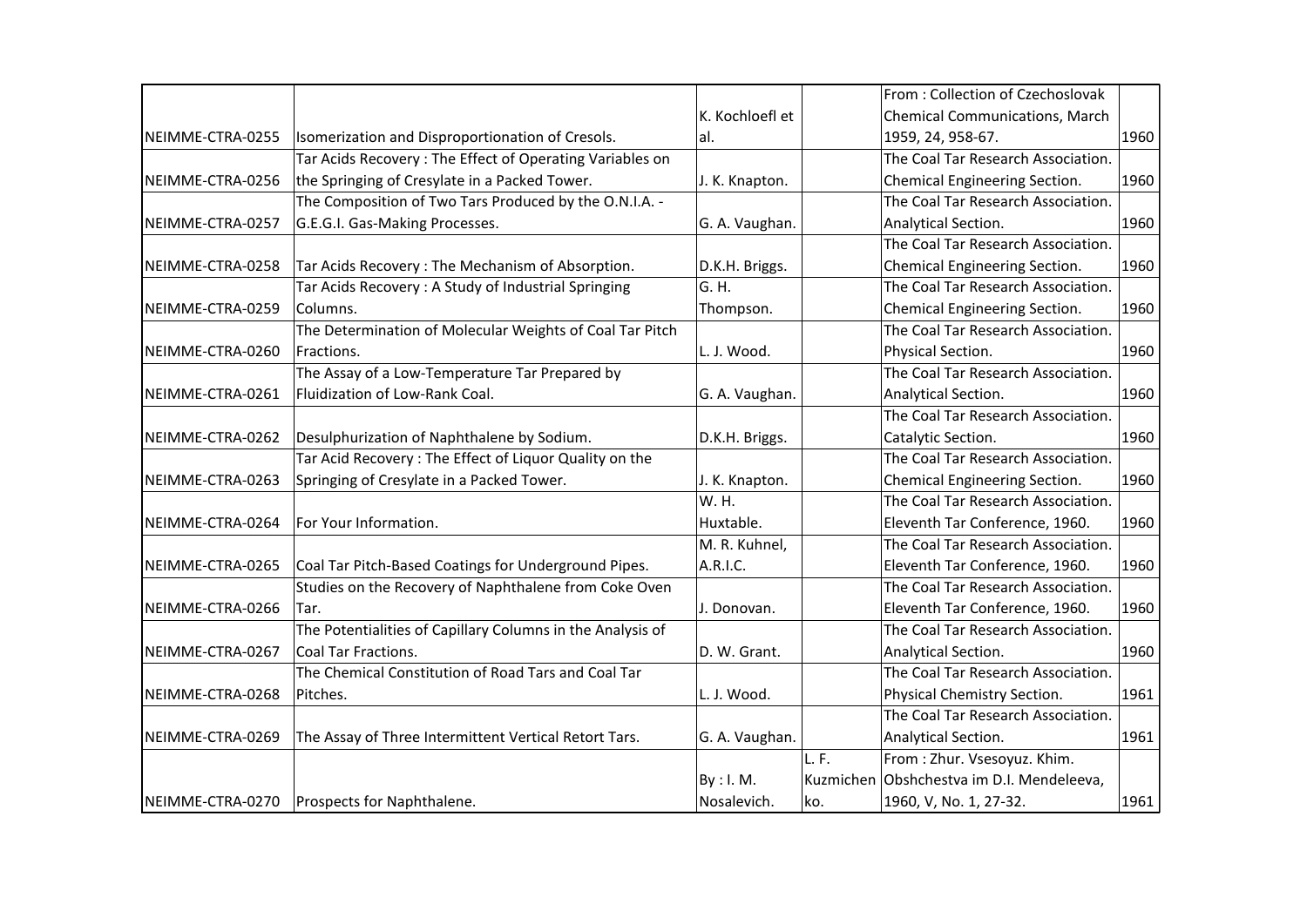| | | | | | |
|---|---|---|---|---|---|
| NEIMME-CTRA-0255 | Isomerization and Disproportionation of Cresols. | K. Kochloefl et al. | | From : Collection of Czechoslovak Chemical Communications, March 1959, 24, 958-67. | 1960 |
| NEIMME-CTRA-0256 | Tar Acids Recovery : The Effect of Operating Variables on the Springing of Cresylate in a Packed Tower. | J. K. Knapton. | | The Coal Tar Research Association. Chemical Engineering Section. | 1960 |
| NEIMME-CTRA-0257 | The Composition of Two Tars Produced by the O.N.I.A. - G.E.G.I. Gas-Making Processes. | G. A. Vaughan. | | The Coal Tar Research Association. Analytical Section. | 1960 |
| NEIMME-CTRA-0258 | Tar Acids Recovery : The Mechanism of Absorption. | D.K.H. Briggs. | | The Coal Tar Research Association. Chemical Engineering Section. | 1960 |
| NEIMME-CTRA-0259 | Tar Acids Recovery : A Study of Industrial Springing Columns. | G. H. Thompson. | | The Coal Tar Research Association. Chemical Engineering Section. | 1960 |
| NEIMME-CTRA-0260 | The Determination of Molecular Weights of Coal Tar Pitch Fractions. | L. J. Wood. | | The Coal Tar Research Association. Physical Section. | 1960 |
| NEIMME-CTRA-0261 | The Assay of a Low-Temperature Tar Prepared by Fluidization of Low-Rank Coal. | G. A. Vaughan. | | The Coal Tar Research Association. Analytical Section. | 1960 |
| NEIMME-CTRA-0262 | Desulphurization of Naphthalene by Sodium. | D.K.H. Briggs. | | The Coal Tar Research Association. Catalytic Section. | 1960 |
| NEIMME-CTRA-0263 | Tar Acid Recovery : The Effect of Liquor Quality on the Springing of Cresylate in a Packed Tower. | J. K. Knapton. | | The Coal Tar Research Association. Chemical Engineering Section. | 1960 |
| NEIMME-CTRA-0264 | For Your Information. | W. H. Huxtable. | | The Coal Tar Research Association. Eleventh Tar Conference, 1960. | 1960 |
| NEIMME-CTRA-0265 | Coal Tar Pitch-Based Coatings for Underground Pipes. | M. R. Kuhnel, A.R.I.C. | | The Coal Tar Research Association. Eleventh Tar Conference, 1960. | 1960 |
| NEIMME-CTRA-0266 | Studies on the Recovery of Naphthalene from Coke Oven Tar. | J. Donovan. | | The Coal Tar Research Association. Eleventh Tar Conference, 1960. | 1960 |
| NEIMME-CTRA-0267 | The Potentialities of Capillary Columns in the Analysis of Coal Tar Fractions. | D. W. Grant. | | The Coal Tar Research Association. Analytical Section. | 1960 |
| NEIMME-CTRA-0268 | The Chemical Constitution of Road Tars and Coal Tar Pitches. | L. J. Wood. | | The Coal Tar Research Association. Physical Chemistry Section. | 1961 |
| NEIMME-CTRA-0269 | The Assay of Three Intermittent Vertical Retort Tars. | G. A. Vaughan. | | The Coal Tar Research Association. Analytical Section. | 1961 |
| NEIMME-CTRA-0270 | Prospects for Naphthalene. | By : I. M. Nosalevich. | L. F. Kuzmichenko. | From : Zhur. Vsesoyuz. Khim. Obshchestva im D.I. Mendeleeva, 1960, V, No. 1, 27-32. | 1961 |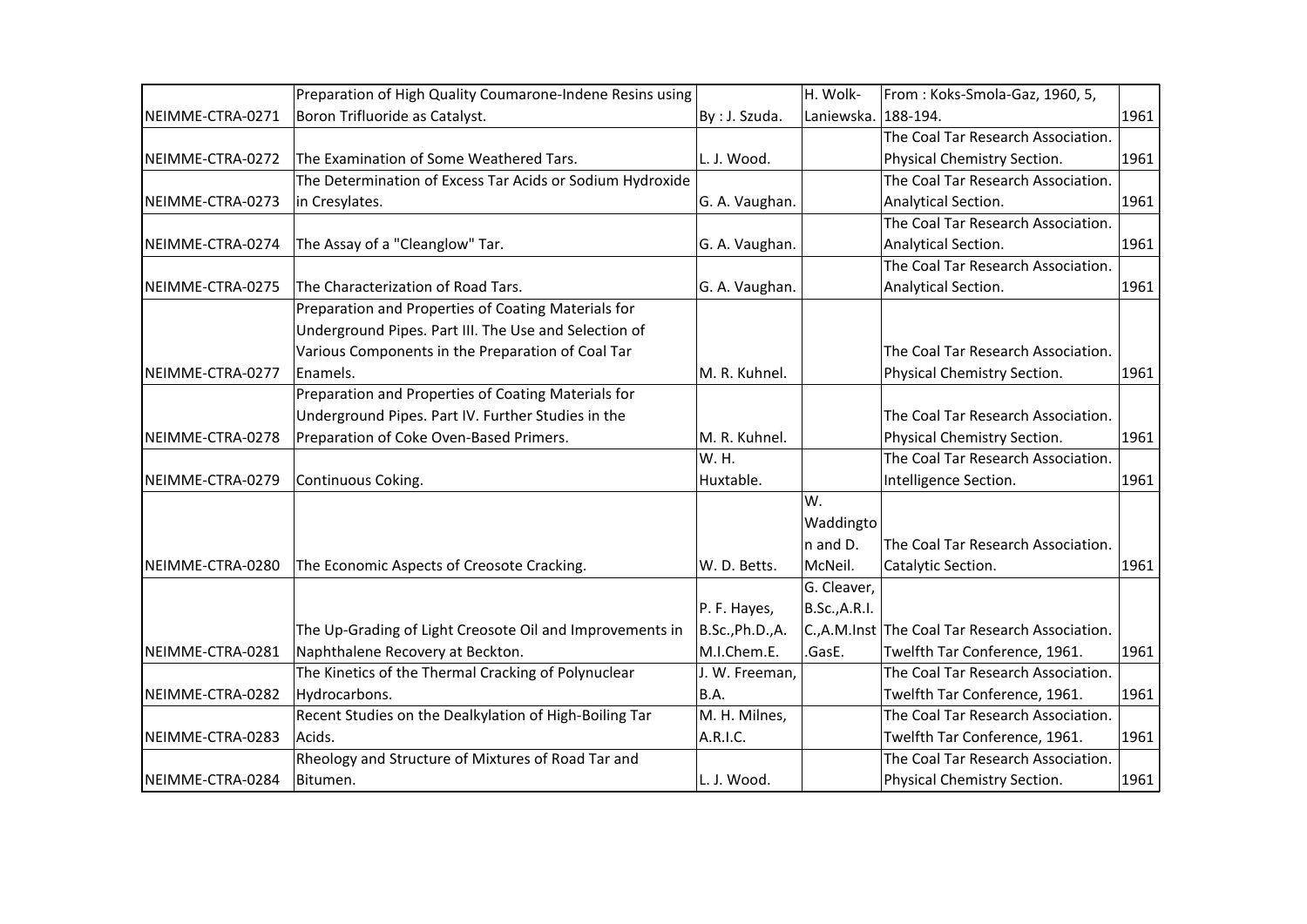| | | | | | |
|---|---|---|---|---|---|
| NEIMME-CTRA-0271 | Preparation of High Quality Coumarone-Indene Resins using Boron Trifluoride as Catalyst. | By : J. Szuda. | H. Wolk-Laniewska. | From : Koks-Smola-Gaz, 1960, 5, 188-194. | 1961 |
| NEIMME-CTRA-0272 | The Examination of Some Weathered Tars. | L. J. Wood. | | The Coal Tar Research Association. Physical Chemistry Section. | 1961 |
| NEIMME-CTRA-0273 | The Determination of Excess Tar Acids or Sodium Hydroxide in Cresylates. | G. A. Vaughan. | | The Coal Tar Research Association. Analytical Section. | 1961 |
| NEIMME-CTRA-0274 | The Assay of a "Cleanglow" Tar. | G. A. Vaughan. | | The Coal Tar Research Association. Analytical Section. | 1961 |
| NEIMME-CTRA-0275 | The Characterization of Road Tars. | G. A. Vaughan. | | The Coal Tar Research Association. Analytical Section. | 1961 |
| NEIMME-CTRA-0277 | Preparation and Properties of Coating Materials for Underground Pipes. Part III. The Use and Selection of Various Components in the Preparation of Coal Tar Enamels. | M. R. Kuhnel. | | The Coal Tar Research Association. Physical Chemistry Section. | 1961 |
| NEIMME-CTRA-0278 | Preparation and Properties of Coating Materials for Underground Pipes. Part IV. Further Studies in the Preparation of Coke Oven-Based Primers. | M. R. Kuhnel. | | The Coal Tar Research Association. Physical Chemistry Section. | 1961 |
| NEIMME-CTRA-0279 | Continuous Coking. | W. H. Huxtable. | | The Coal Tar Research Association. Intelligence Section. | 1961 |
| NEIMME-CTRA-0280 | The Economic Aspects of Creosote Cracking. | W. D. Betts. | W. Waddington and D. McNeil. | The Coal Tar Research Association. Catalytic Section. | 1961 |
| NEIMME-CTRA-0281 | The Up-Grading of Light Creosote Oil and Improvements in Naphthalene Recovery at Beckton. | P. F. Hayes, B.Sc.,Ph.D.,A.M.I.Chem.E. | G. Cleaver, B.Sc.,A.R.I.C.,A.M.Inst.GasE. | The Coal Tar Research Association. Twelfth Tar Conference, 1961. | 1961 |
| NEIMME-CTRA-0282 | The Kinetics of the Thermal Cracking of Polynuclear Hydrocarbons. | J. W. Freeman, B.A. | | The Coal Tar Research Association. Twelfth Tar Conference, 1961. | 1961 |
| NEIMME-CTRA-0283 | Recent Studies on the Dealkylation of High-Boiling Tar Acids. | M. H. Milnes, A.R.I.C. | | The Coal Tar Research Association. Twelfth Tar Conference, 1961. | 1961 |
| NEIMME-CTRA-0284 | Rheology and Structure of Mixtures of Road Tar and Bitumen. | L. J. Wood. | | The Coal Tar Research Association. Physical Chemistry Section. | 1961 |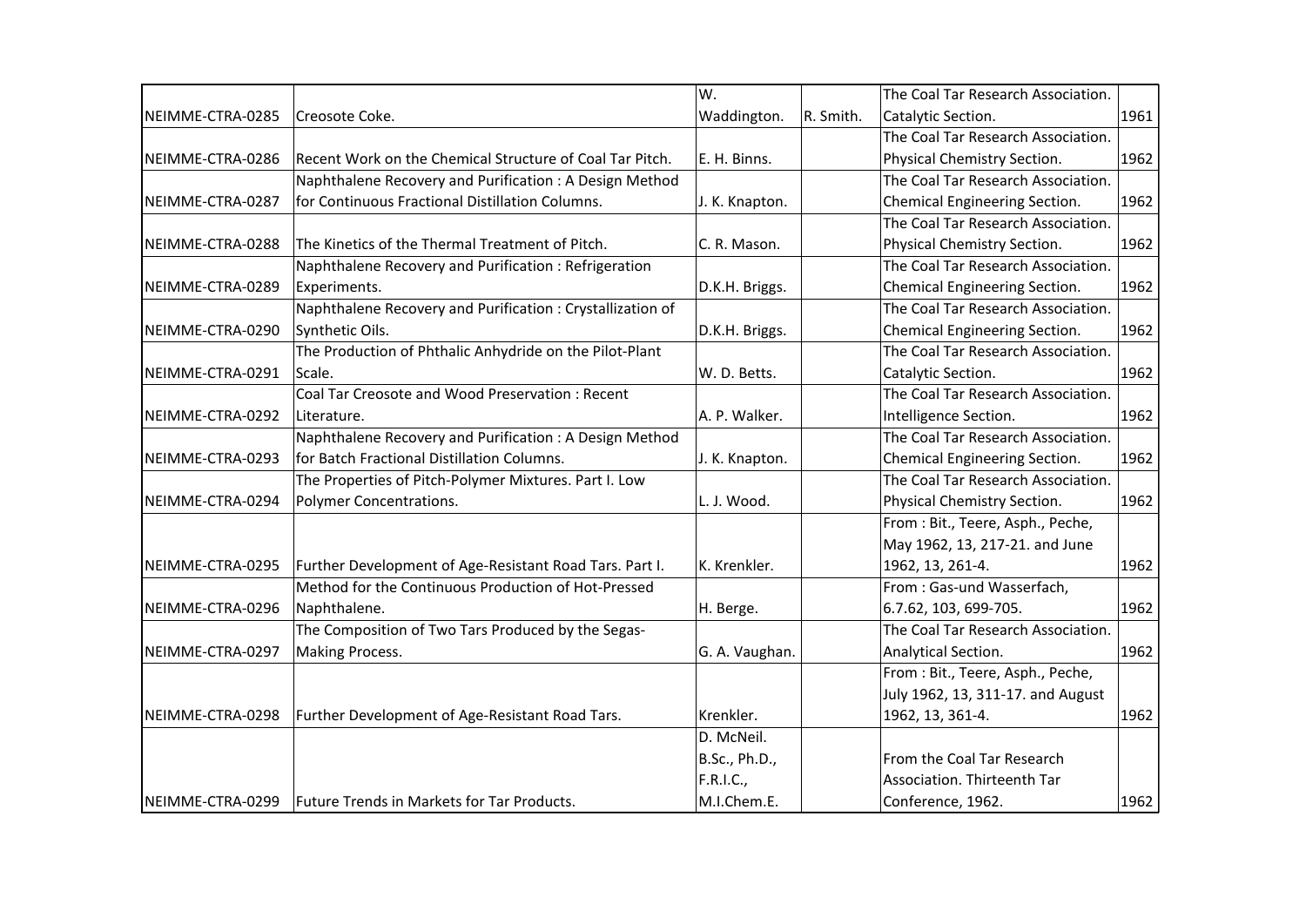| | | | | | |
|---|---|---|---|---|---|
| NEIMME-CTRA-0285 | Creosote Coke. | W. Waddington. | R. Smith. | The Coal Tar Research Association. Catalytic Section. | 1961 |
| NEIMME-CTRA-0286 | Recent Work on the Chemical Structure of Coal Tar Pitch. | E. H. Binns. | | The Coal Tar Research Association. Physical Chemistry Section. | 1962 |
| NEIMME-CTRA-0287 | Naphthalene Recovery and Purification : A Design Method for Continuous Fractional Distillation Columns. | J. K. Knapton. | | The Coal Tar Research Association. Chemical Engineering Section. | 1962 |
| NEIMME-CTRA-0288 | The Kinetics of the Thermal Treatment of Pitch. | C. R. Mason. | | The Coal Tar Research Association. Physical Chemistry Section. | 1962 |
| NEIMME-CTRA-0289 | Naphthalene Recovery and Purification : Refrigeration Experiments. | D.K.H. Briggs. | | The Coal Tar Research Association. Chemical Engineering Section. | 1962 |
| NEIMME-CTRA-0290 | Naphthalene Recovery and Purification : Crystallization of Synthetic Oils. | D.K.H. Briggs. | | The Coal Tar Research Association. Chemical Engineering Section. | 1962 |
| NEIMME-CTRA-0291 | The Production of Phthalic Anhydride on the Pilot-Plant Scale. | W. D. Betts. | | The Coal Tar Research Association. Catalytic Section. | 1962 |
| NEIMME-CTRA-0292 | Coal Tar Creosote and Wood Preservation : Recent Literature. | A. P. Walker. | | The Coal Tar Research Association. Intelligence Section. | 1962 |
| NEIMME-CTRA-0293 | Naphthalene Recovery and Purification : A Design Method for Batch Fractional Distillation Columns. | J. K. Knapton. | | The Coal Tar Research Association. Chemical Engineering Section. | 1962 |
| NEIMME-CTRA-0294 | The Properties of Pitch-Polymer Mixtures. Part I. Low Polymer Concentrations. | L. J. Wood. | | The Coal Tar Research Association. Physical Chemistry Section. | 1962 |
| NEIMME-CTRA-0295 | Further Development of Age-Resistant Road Tars. Part I. | K. Krenkler. | | From : Bit., Teere, Asph., Peche, May 1962, 13, 217-21. and June 1962, 13, 261-4. | 1962 |
| NEIMME-CTRA-0296 | Method for the Continuous Production of Hot-Pressed Naphthalene. | H. Berge. | | From : Gas-und Wasserfach, 6.7.62, 103, 699-705. | 1962 |
| NEIMME-CTRA-0297 | The Composition of Two Tars Produced by the Segas-Making Process. | G. A. Vaughan. | | The Coal Tar Research Association. Analytical Section. | 1962 |
| NEIMME-CTRA-0298 | Further Development of Age-Resistant Road Tars. | Krenkler. | | From : Bit., Teere, Asph., Peche, July 1962, 13, 311-17. and August 1962, 13, 361-4. | 1962 |
| NEIMME-CTRA-0299 | Future Trends in Markets for Tar Products. | D. McNeil. B.Sc., Ph.D., F.R.I.C., M.I.Chem.E. | | From the Coal Tar Research Association. Thirteenth Tar Conference, 1962. | 1962 |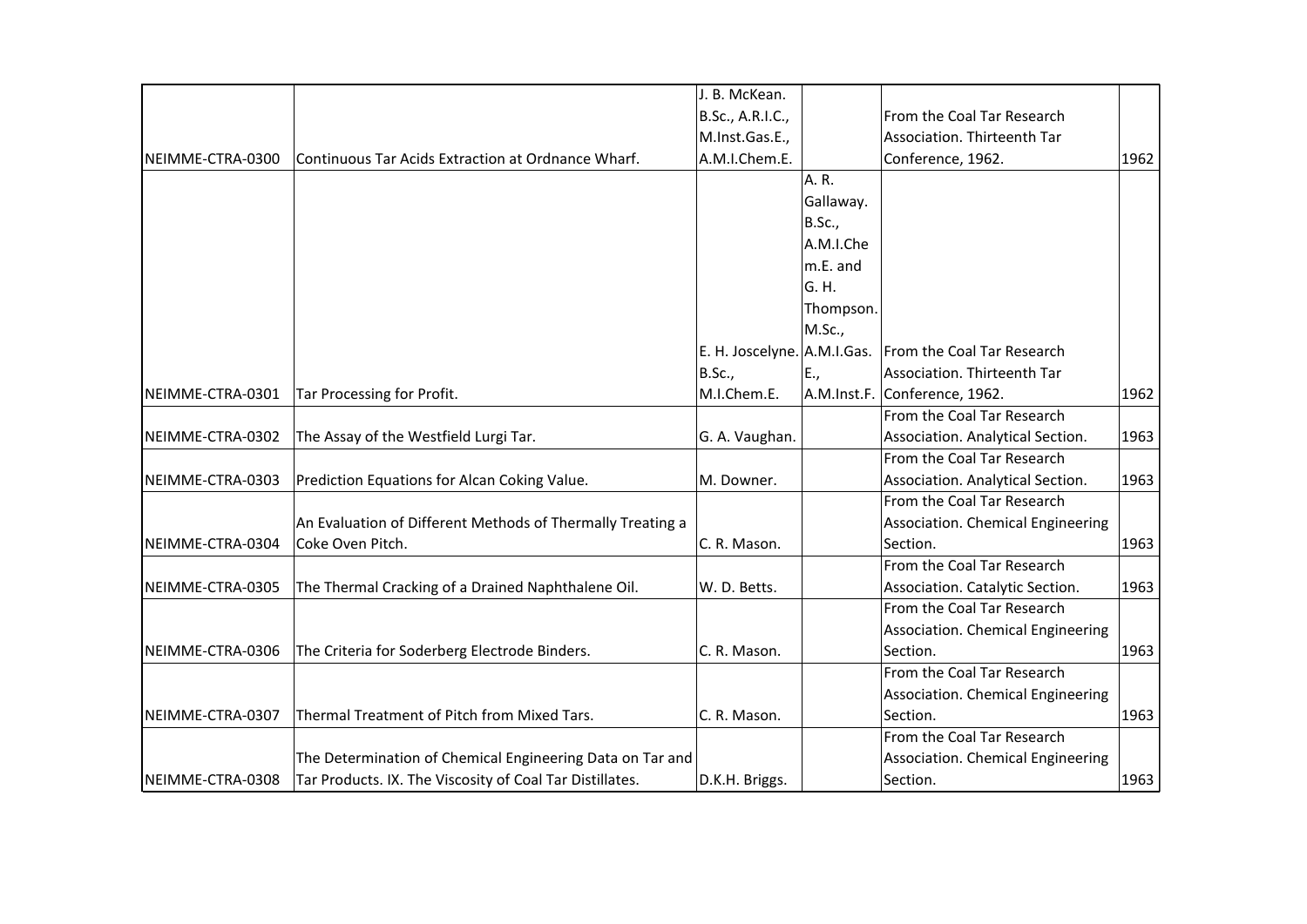| | | | | | |
|---|---|---|---|---|---|
| NEIMME-CTRA-0300 | Continuous Tar Acids Extraction at Ordnance Wharf. | J. B. McKean. B.Sc., A.R.I.C., M.Inst.Gas.E., A.M.I.Chem.E. | | From the Coal Tar Research Association. Thirteenth Tar Conference, 1962. | 1962 |
| NEIMME-CTRA-0301 | Tar Processing for Profit. | E. H. Joscelyne. B.Sc., M.I.Chem.E. | A. R. Gallaway. B.Sc., A.M.I.Chem.E. and G. H. Thompson. M.Sc., A.M.I.Gas. E., A.M.Inst.F. | From the Coal Tar Research Association. Thirteenth Tar Conference, 1962. | 1962 |
| NEIMME-CTRA-0302 | The Assay of the Westfield Lurgi Tar. | G. A. Vaughan. | | From the Coal Tar Research Association. Analytical Section. | 1963 |
| NEIMME-CTRA-0303 | Prediction Equations for Alcan Coking Value. | M. Downer. | | From the Coal Tar Research Association. Analytical Section. | 1963 |
| NEIMME-CTRA-0304 | An Evaluation of Different Methods of Thermally Treating a Coke Oven Pitch. | C. R. Mason. | | From the Coal Tar Research Association. Chemical Engineering Section. | 1963 |
| NEIMME-CTRA-0305 | The Thermal Cracking of a Drained Naphthalene Oil. | W. D. Betts. | | From the Coal Tar Research Association. Catalytic Section. | 1963 |
| NEIMME-CTRA-0306 | The Criteria for Soderberg Electrode Binders. | C. R. Mason. | | From the Coal Tar Research Association. Chemical Engineering Section. | 1963 |
| NEIMME-CTRA-0307 | Thermal Treatment of Pitch from Mixed Tars. | C. R. Mason. | | From the Coal Tar Research Association. Chemical Engineering Section. | 1963 |
| NEIMME-CTRA-0308 | The Determination of Chemical Engineering Data on Tar and Tar Products. IX. The Viscosity of Coal Tar Distillates. | D.K.H. Briggs. | | From the Coal Tar Research Association. Chemical Engineering Section. | 1963 |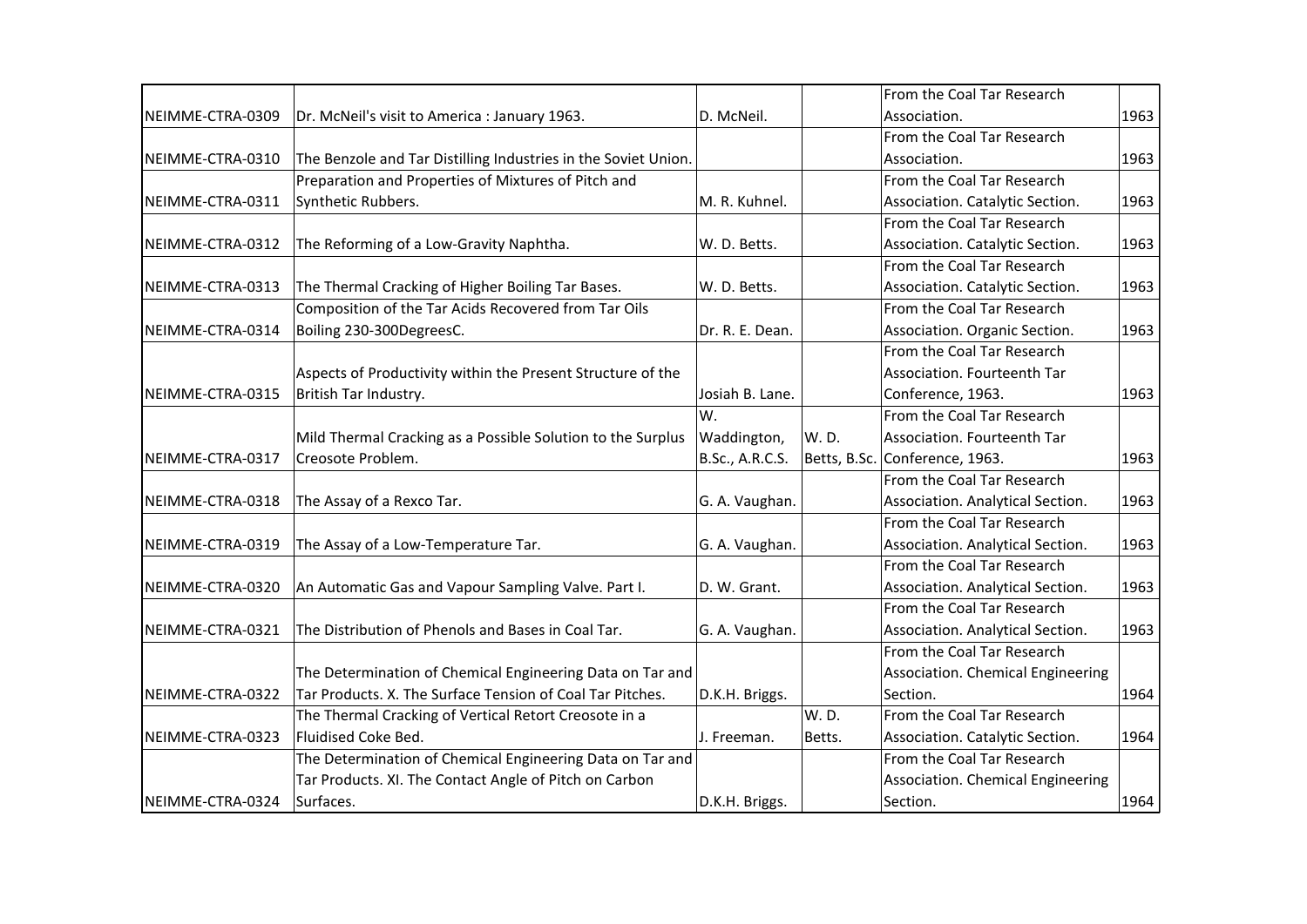| | | | | | |
|---|---|---|---|---|---|
| NEIMME-CTRA-0309 | Dr. McNeil's visit to America : January 1963. | D. McNeil. | | From the Coal Tar Research Association. | 1963 |
| NEIMME-CTRA-0310 | The Benzole and Tar Distilling Industries in the Soviet Union. | | | From the Coal Tar Research Association. | 1963 |
| NEIMME-CTRA-0311 | Preparation and Properties of Mixtures of Pitch and Synthetic Rubbers. | M. R. Kuhnel. | | From the Coal Tar Research Association. Catalytic Section. | 1963 |
| NEIMME-CTRA-0312 | The Reforming of a Low-Gravity Naphtha. | W. D. Betts. | | From the Coal Tar Research Association. Catalytic Section. | 1963 |
| NEIMME-CTRA-0313 | The Thermal Cracking of Higher Boiling Tar Bases. | W. D. Betts. | | From the Coal Tar Research Association. Catalytic Section. | 1963 |
| NEIMME-CTRA-0314 | Composition of the Tar Acids Recovered from Tar Oils Boiling 230-300DegreesC. | Dr. R. E. Dean. | | From the Coal Tar Research Association. Organic Section. | 1963 |
| NEIMME-CTRA-0315 | Aspects of Productivity within the Present Structure of the British Tar Industry. | Josiah B. Lane. | | From the Coal Tar Research Association. Fourteenth Tar Conference, 1963. | 1963 |
| NEIMME-CTRA-0317 | Mild Thermal Cracking as a Possible Solution to the Surplus Creosote Problem. | W. Waddington, B.Sc., A.R.C.S. | W. D. Betts, B.Sc. | From the Coal Tar Research Association. Fourteenth Tar Conference, 1963. | 1963 |
| NEIMME-CTRA-0318 | The Assay of a Rexco Tar. | G. A. Vaughan. | | From the Coal Tar Research Association. Analytical Section. | 1963 |
| NEIMME-CTRA-0319 | The Assay of a Low-Temperature Tar. | G. A. Vaughan. | | From the Coal Tar Research Association. Analytical Section. | 1963 |
| NEIMME-CTRA-0320 | An Automatic Gas and Vapour Sampling Valve. Part I. | D. W. Grant. | | From the Coal Tar Research Association. Analytical Section. | 1963 |
| NEIMME-CTRA-0321 | The Distribution of Phenols and Bases in Coal Tar. | G. A. Vaughan. | | From the Coal Tar Research Association. Analytical Section. | 1963 |
| NEIMME-CTRA-0322 | The Determination of Chemical Engineering Data on Tar and Tar Products. X. The Surface Tension of Coal Tar Pitches. | D.K.H. Briggs. | | From the Coal Tar Research Association. Chemical Engineering Section. | 1964 |
| NEIMME-CTRA-0323 | The Thermal Cracking of Vertical Retort Creosote in a Fluidised Coke Bed. | J. Freeman. | W. D. Betts. | From the Coal Tar Research Association. Catalytic Section. | 1964 |
| NEIMME-CTRA-0324 | The Determination of Chemical Engineering Data on Tar and Tar Products. XI. The Contact Angle of Pitch on Carbon Surfaces. | D.K.H. Briggs. | | From the Coal Tar Research Association. Chemical Engineering Section. | 1964 |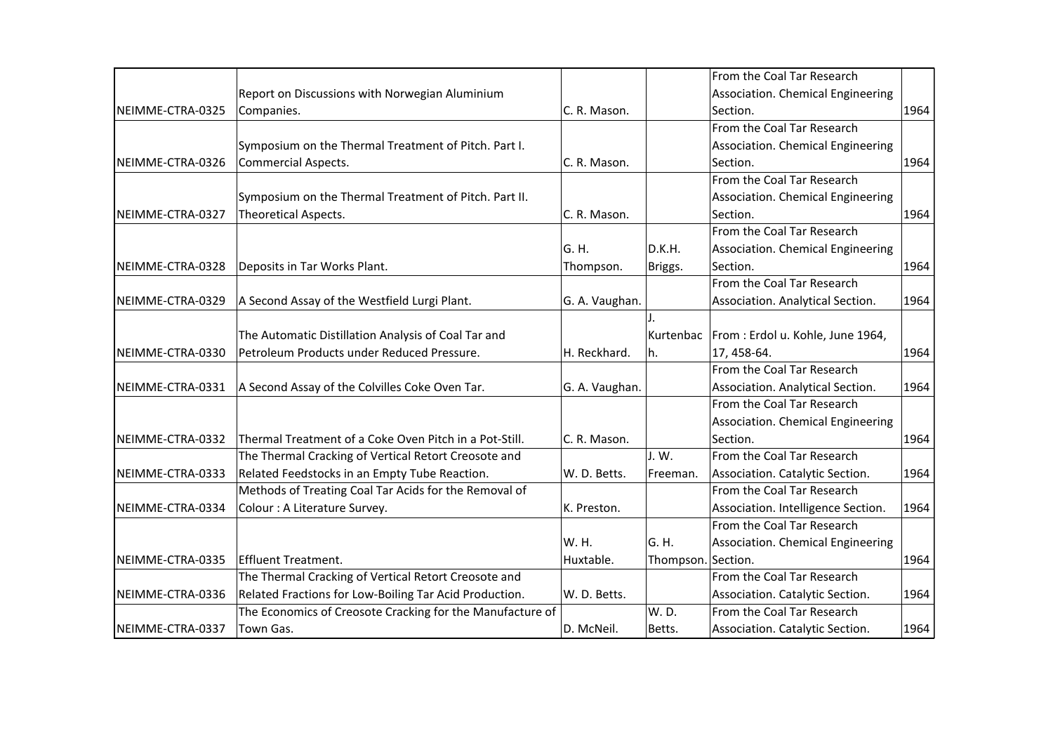| | | | | | |
|---|---|---|---|---|---|
| NEIMME-CTRA-0325 | Report on Discussions with Norwegian Aluminium Companies. | C. R. Mason. | | From the Coal Tar Research Association. Chemical Engineering Section. | 1964 |
| NEIMME-CTRA-0326 | Symposium on the Thermal Treatment of Pitch. Part I. Commercial Aspects. | C. R. Mason. | | From the Coal Tar Research Association. Chemical Engineering Section. | 1964 |
| NEIMME-CTRA-0327 | Symposium on the Thermal Treatment of Pitch. Part II. Theoretical Aspects. | C. R. Mason. | | From the Coal Tar Research Association. Chemical Engineering Section. | 1964 |
| NEIMME-CTRA-0328 | Deposits in Tar Works Plant. | G. H. Thompson. | D.K.H. Briggs. | From the Coal Tar Research Association. Chemical Engineering Section. | 1964 |
| NEIMME-CTRA-0329 | A Second Assay of the Westfield Lurgi Plant. | G. A. Vaughan. | | From the Coal Tar Research Association. Analytical Section. | 1964 |
| NEIMME-CTRA-0330 | The Automatic Distillation Analysis of Coal Tar and Petroleum Products under Reduced Pressure. | H. Reckhard. | J. Kurtenbach. | From : Erdol u. Kohle, June 1964, 17, 458-64. | 1964 |
| NEIMME-CTRA-0331 | A Second Assay of the Colvilles Coke Oven Tar. | G. A. Vaughan. | | From the Coal Tar Research Association. Analytical Section. | 1964 |
| NEIMME-CTRA-0332 | Thermal Treatment of a Coke Oven Pitch in a Pot-Still. | C. R. Mason. | | From the Coal Tar Research Association. Chemical Engineering Section. | 1964 |
| NEIMME-CTRA-0333 | The Thermal Cracking of Vertical Retort Creosote and Related Feedstocks in an Empty Tube Reaction. | W. D. Betts. | J. W. Freeman. | From the Coal Tar Research Association. Catalytic Section. | 1964 |
| NEIMME-CTRA-0334 | Methods of Treating Coal Tar Acids for the Removal of Colour : A Literature Survey. | K. Preston. | | From the Coal Tar Research Association. Intelligence Section. | 1964 |
| NEIMME-CTRA-0335 | Effluent Treatment. | W. H. Huxtable. | G. H. Thompson. | From the Coal Tar Research Association. Chemical Engineering Section. | 1964 |
| NEIMME-CTRA-0336 | The Thermal Cracking of Vertical Retort Creosote and Related Fractions for Low-Boiling Tar Acid Production. | W. D. Betts. | | From the Coal Tar Research Association. Catalytic Section. | 1964 |
| NEIMME-CTRA-0337 | The Economics of Creosote Cracking for the Manufacture of Town Gas. | D. McNeil. | W. D. Betts. | From the Coal Tar Research Association. Catalytic Section. | 1964 |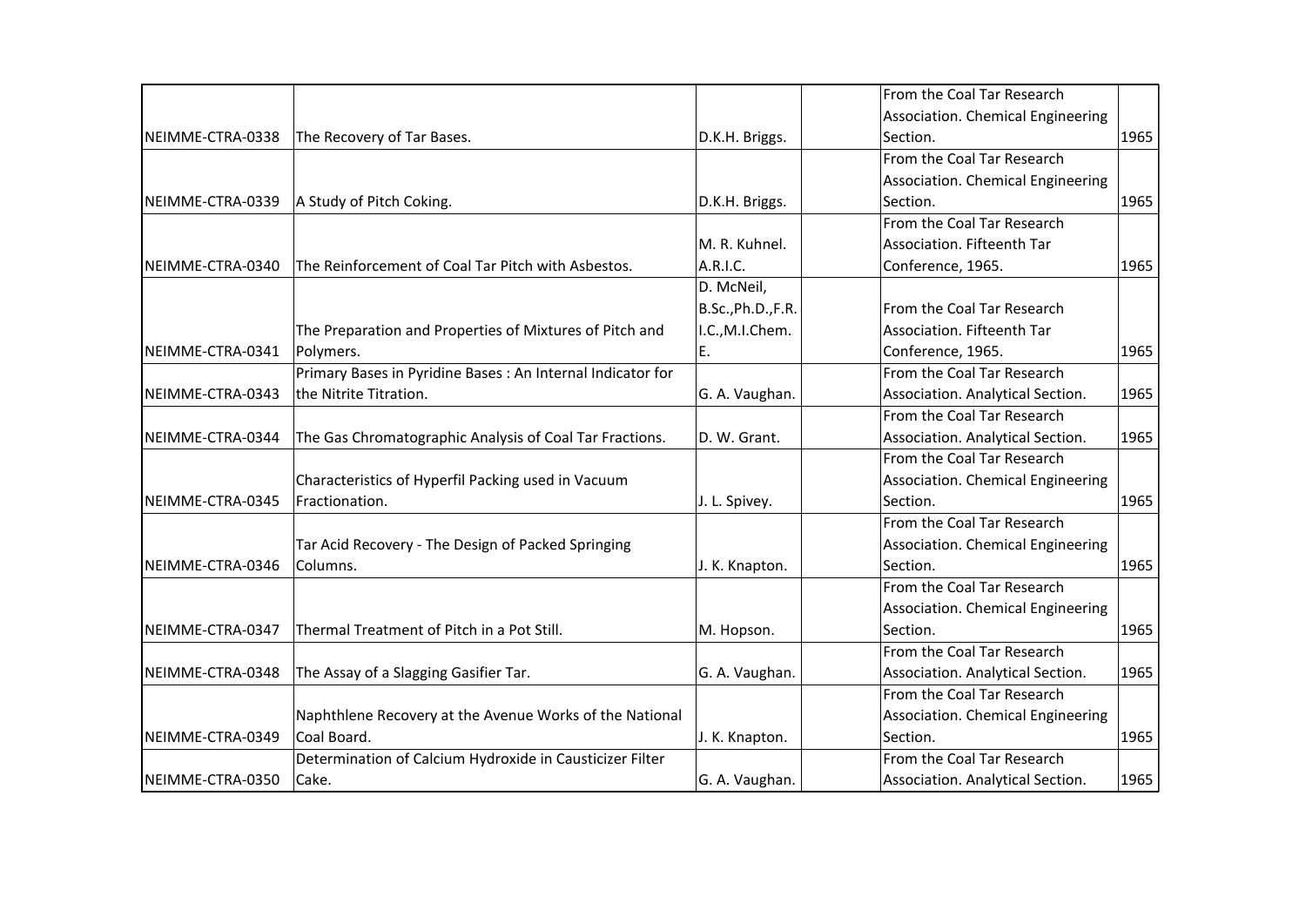| | | | | | |
|---|---|---|---|---|---|
| NEIMME-CTRA-0338 | The Recovery of Tar Bases. | D.K.H. Briggs. | | From the Coal Tar Research Association. Chemical Engineering Section. | 1965 |
| NEIMME-CTRA-0339 | A Study of Pitch Coking. | D.K.H. Briggs. | | From the Coal Tar Research Association. Chemical Engineering Section. | 1965 |
| NEIMME-CTRA-0340 | The Reinforcement of Coal Tar Pitch with Asbestos. | M. R. Kuhnel. A.R.I.C. | | From the Coal Tar Research Association. Fifteenth Tar Conference, 1965. | 1965 |
| NEIMME-CTRA-0341 | The Preparation and Properties of Mixtures of Pitch and Polymers. | D. McNeil, B.Sc.,Ph.D.,F.R.I.C.,M.I.Chem.E. | | From the Coal Tar Research Association. Fifteenth Tar Conference, 1965. | 1965 |
| NEIMME-CTRA-0343 | Primary Bases in Pyridine Bases : An Internal Indicator for the Nitrite Titration. | G. A. Vaughan. | | From the Coal Tar Research Association. Analytical Section. | 1965 |
| NEIMME-CTRA-0344 | The Gas Chromatographic Analysis of Coal Tar Fractions. | D. W. Grant. | | From the Coal Tar Research Association. Analytical Section. | 1965 |
| NEIMME-CTRA-0345 | Characteristics of Hyperfil Packing used in Vacuum Fractionation. | J. L. Spivey. | | From the Coal Tar Research Association. Chemical Engineering Section. | 1965 |
| NEIMME-CTRA-0346 | Tar Acid Recovery - The Design of Packed Springing Columns. | J. K. Knapton. | | From the Coal Tar Research Association. Chemical Engineering Section. | 1965 |
| NEIMME-CTRA-0347 | Thermal Treatment of Pitch in a Pot Still. | M. Hopson. | | From the Coal Tar Research Association. Chemical Engineering Section. | 1965 |
| NEIMME-CTRA-0348 | The Assay of a Slagging Gasifier Tar. | G. A. Vaughan. | | From the Coal Tar Research Association. Analytical Section. | 1965 |
| NEIMME-CTRA-0349 | Naphthlene Recovery at the Avenue Works of the National Coal Board. | J. K. Knapton. | | From the Coal Tar Research Association. Chemical Engineering Section. | 1965 |
| NEIMME-CTRA-0350 | Determination of Calcium Hydroxide in Causticizer Filter Cake. | G. A. Vaughan. | | From the Coal Tar Research Association. Analytical Section. | 1965 |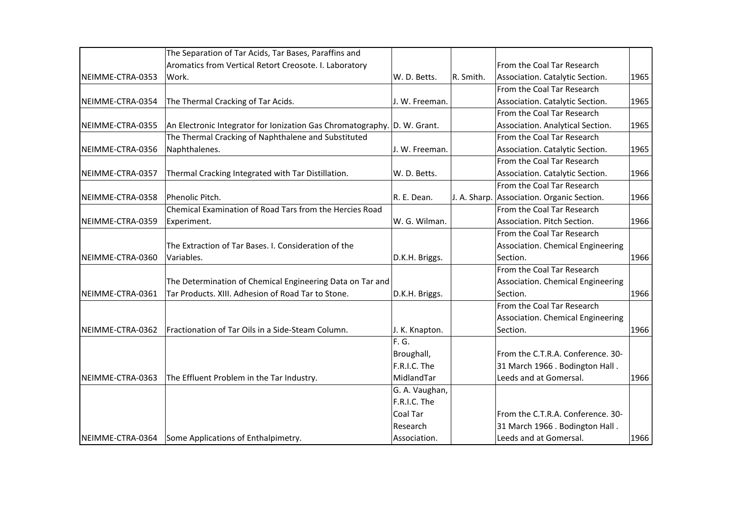| | | | | | |
|---|---|---|---|---|---|
| NEIMME-CTRA-0353 | The Separation of Tar Acids, Tar Bases, Paraffins and Aromatics from Vertical Retort Creosote. I. Laboratory Work. | W. D. Betts. | R. Smith. | From the Coal Tar Research Association. Catalytic Section. | 1965 |
| NEIMME-CTRA-0354 | The Thermal Cracking of Tar Acids. | J. W. Freeman. | | From the Coal Tar Research Association. Catalytic Section. | 1965 |
| NEIMME-CTRA-0355 | An Electronic Integrator for Ionization Gas Chromatography. | D. W. Grant. | | From the Coal Tar Research Association. Analytical Section. | 1965 |
| NEIMME-CTRA-0356 | The Thermal Cracking of Naphthalene and Substituted Naphthalenes. | J. W. Freeman. | | From the Coal Tar Research Association. Catalytic Section. | 1965 |
| NEIMME-CTRA-0357 | Thermal Cracking Integrated with Tar Distillation. | W. D. Betts. | | From the Coal Tar Research Association. Catalytic Section. | 1966 |
| NEIMME-CTRA-0358 | Phenolic Pitch. | R. E. Dean. | J. A. Sharp. | From the Coal Tar Research Association. Organic Section. | 1966 |
| NEIMME-CTRA-0359 | Chemical Examination of Road Tars from the Hercies Road Experiment. | W. G. Wilman. | | From the Coal Tar Research Association. Pitch Section. | 1966 |
| NEIMME-CTRA-0360 | The Extraction of Tar Bases. I. Consideration of the Variables. | D.K.H. Briggs. | | From the Coal Tar Research Association. Chemical Engineering Section. | 1966 |
| NEIMME-CTRA-0361 | The Determination of Chemical Engineering Data on Tar and Tar Products. XIII. Adhesion of Road Tar to Stone. | D.K.H. Briggs. | | From the Coal Tar Research Association. Chemical Engineering Section. | 1966 |
| NEIMME-CTRA-0362 | Fractionation of Tar Oils in a Side-Steam Column. | J. K. Knapton. | | From the Coal Tar Research Association. Chemical Engineering Section. | 1966 |
| NEIMME-CTRA-0363 | The Effluent Problem in the Tar Industry. | F. G. Broughall, F.R.I.C. The MidlandTar | | From the C.T.R.A. Conference. 30-31 March 1966 . Bodington Hall . Leeds and at Gomersal. | 1966 |
| NEIMME-CTRA-0364 | Some Applications of Enthalpimetry. | G. A. Vaughan, F.R.I.C. The Coal Tar Research Association. | | From the C.T.R.A. Conference. 30-31 March 1966 . Bodington Hall . Leeds and at Gomersal. | 1966 |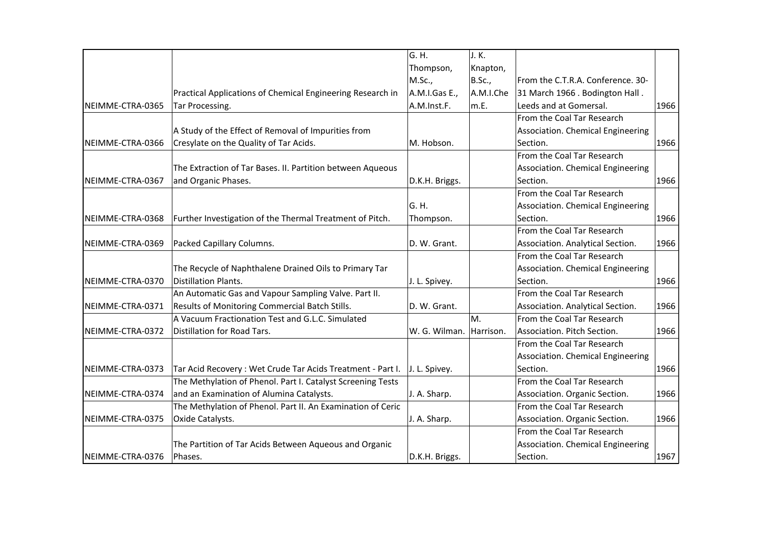| | | | | | |
|---|---|---|---|---|---|
| NEIMME-CTRA-0365 | Practical Applications of Chemical Engineering Research in Tar Processing. | G. H. Thompson, M.Sc., A.M.I.Gas E., A.M.Inst.F. | J. K. Knapton, B.Sc., A.M.I.Chem.E. | From the C.T.R.A. Conference. 30-31 March 1966 . Bodington Hall . Leeds and at Gomersal. | 1966 |
| NEIMME-CTRA-0366 | A Study of the Effect of Removal of Impurities from Cresylate on the Quality of Tar Acids. | M. Hobson. | | From the Coal Tar Research Association. Chemical Engineering Section. | 1966 |
| NEIMME-CTRA-0367 | The Extraction of Tar Bases. II. Partition between Aqueous and Organic Phases. | D.K.H. Briggs. | | From the Coal Tar Research Association. Chemical Engineering Section. | 1966 |
| NEIMME-CTRA-0368 | Further Investigation of the Thermal Treatment of Pitch. | G. H. Thompson. | | From the Coal Tar Research Association. Chemical Engineering Section. | 1966 |
| NEIMME-CTRA-0369 | Packed Capillary Columns. | D. W. Grant. | | From the Coal Tar Research Association. Analytical Section. | 1966 |
| NEIMME-CTRA-0370 | The Recycle of Naphthalene Drained Oils to Primary Tar Distillation Plants. | J. L. Spivey. | | From the Coal Tar Research Association. Chemical Engineering Section. | 1966 |
| NEIMME-CTRA-0371 | An Automatic Gas and Vapour Sampling Valve. Part II. Results of Monitoring Commercial Batch Stills. | D. W. Grant. | | From the Coal Tar Research Association. Analytical Section. | 1966 |
| NEIMME-CTRA-0372 | A Vacuum Fractionation Test and G.L.C. Simulated Distillation for Road Tars. | W. G. Wilman. | M. Harrison. | From the Coal Tar Research Association. Pitch Section. | 1966 |
| NEIMME-CTRA-0373 | Tar Acid Recovery : Wet Crude Tar Acids Treatment - Part I. | J. L. Spivey. | | From the Coal Tar Research Association. Chemical Engineering Section. | 1966 |
| NEIMME-CTRA-0374 | The Methylation of Phenol. Part I. Catalyst Screening Tests and an Examination of Alumina Catalysts. | J. A. Sharp. | | From the Coal Tar Research Association. Organic Section. | 1966 |
| NEIMME-CTRA-0375 | The Methylation of Phenol. Part II. An Examination of Ceric Oxide Catalysts. | J. A. Sharp. | | From the Coal Tar Research Association. Organic Section. | 1966 |
| NEIMME-CTRA-0376 | The Partition of Tar Acids Between Aqueous and Organic Phases. | D.K.H. Briggs. | | From the Coal Tar Research Association. Chemical Engineering Section. | 1967 |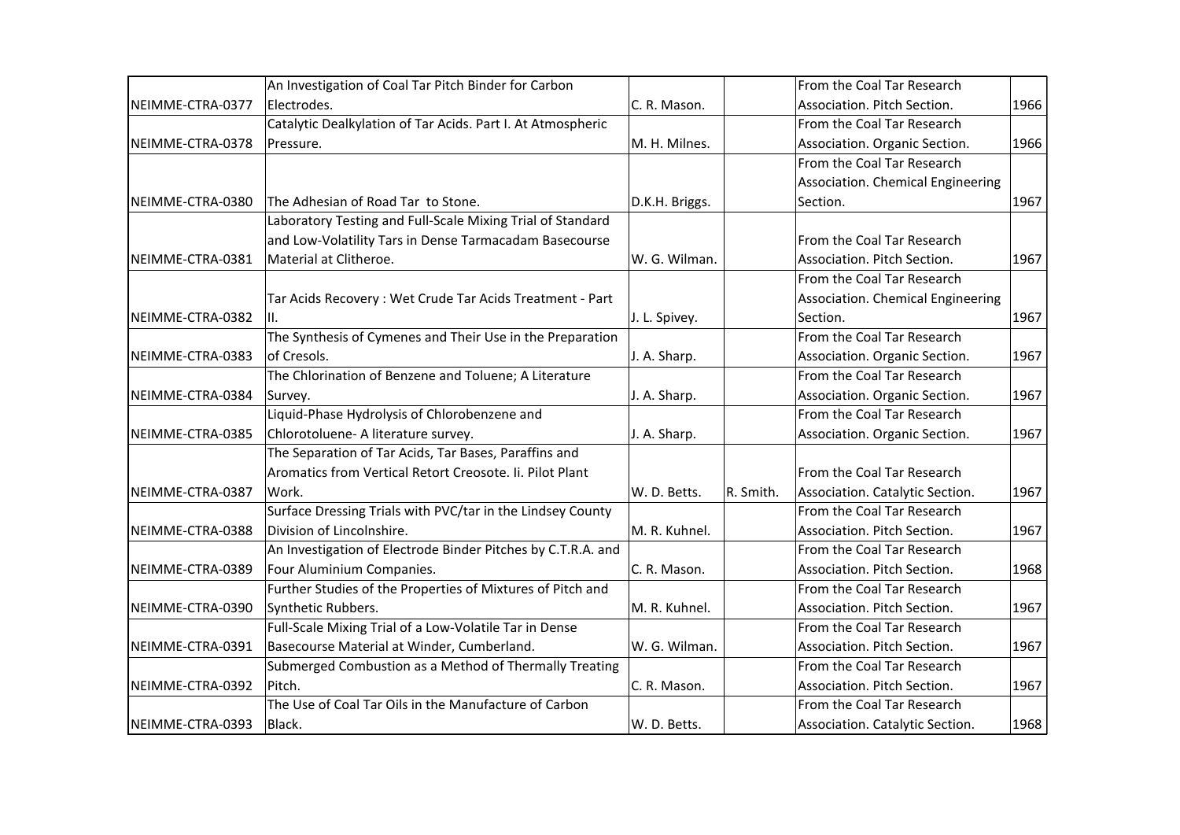| | | | | | |
|---|---|---|---|---|---|
| NEIMME-CTRA-0377 | An Investigation of Coal Tar Pitch Binder for Carbon Electrodes. | C. R. Mason. | | From the Coal Tar Research Association. Pitch Section. | 1966 |
| NEIMME-CTRA-0378 | Catalytic Dealkylation of Tar Acids. Part I. At Atmospheric Pressure. | M. H. Milnes. | | From the Coal Tar Research Association. Organic Section. | 1966 |
| NEIMME-CTRA-0380 | The Adhesian of Road Tar to Stone. | D.K.H. Briggs. | | From the Coal Tar Research Association. Chemical Engineering Section. | 1967 |
| NEIMME-CTRA-0381 | Laboratory Testing and Full-Scale Mixing Trial of Standard and Low-Volatility Tars in Dense Tarmacadam Basecourse Material at Clitheroe. | W. G. Wilman. | | From the Coal Tar Research Association. Pitch Section. | 1967 |
| NEIMME-CTRA-0382 | Tar Acids Recovery : Wet Crude Tar Acids Treatment - Part II. | J. L. Spivey. | | From the Coal Tar Research Association. Chemical Engineering Section. | 1967 |
| NEIMME-CTRA-0383 | The Synthesis of Cymenes and Their Use in the Preparation of Cresols. | J. A. Sharp. | | From the Coal Tar Research Association. Organic Section. | 1967 |
| NEIMME-CTRA-0384 | The Chlorination of Benzene and Toluene; A Literature Survey. | J. A. Sharp. | | From the Coal Tar Research Association. Organic Section. | 1967 |
| NEIMME-CTRA-0385 | Liquid-Phase Hydrolysis of Chlorobenzene and Chlorotoluene- A literature survey. | J. A. Sharp. | | From the Coal Tar Research Association. Organic Section. | 1967 |
| NEIMME-CTRA-0387 | The Separation of Tar Acids, Tar Bases, Paraffins and Aromatics from Vertical Retort Creosote. Ii. Pilot Plant Work. | W. D. Betts. | R. Smith. | From the Coal Tar Research Association. Catalytic Section. | 1967 |
| NEIMME-CTRA-0388 | Surface Dressing Trials with PVC/tar in the Lindsey County Division of Lincolnshire. | M. R. Kuhnel. | | From the Coal Tar Research Association. Pitch Section. | 1967 |
| NEIMME-CTRA-0389 | An Investigation of Electrode Binder Pitches by C.T.R.A. and Four Aluminium Companies. | C. R. Mason. | | From the Coal Tar Research Association. Pitch Section. | 1968 |
| NEIMME-CTRA-0390 | Further Studies of the Properties of Mixtures of Pitch and Synthetic Rubbers. | M. R. Kuhnel. | | From the Coal Tar Research Association. Pitch Section. | 1967 |
| NEIMME-CTRA-0391 | Full-Scale Mixing Trial of a Low-Volatile Tar in Dense Basecourse Material at Winder, Cumberland. | W. G. Wilman. | | From the Coal Tar Research Association. Pitch Section. | 1967 |
| NEIMME-CTRA-0392 | Submerged Combustion as a Method of Thermally Treating Pitch. | C. R. Mason. | | From the Coal Tar Research Association. Pitch Section. | 1967 |
| NEIMME-CTRA-0393 | The Use of Coal Tar Oils in the Manufacture of Carbon Black. | W. D. Betts. | | From the Coal Tar Research Association. Catalytic Section. | 1968 |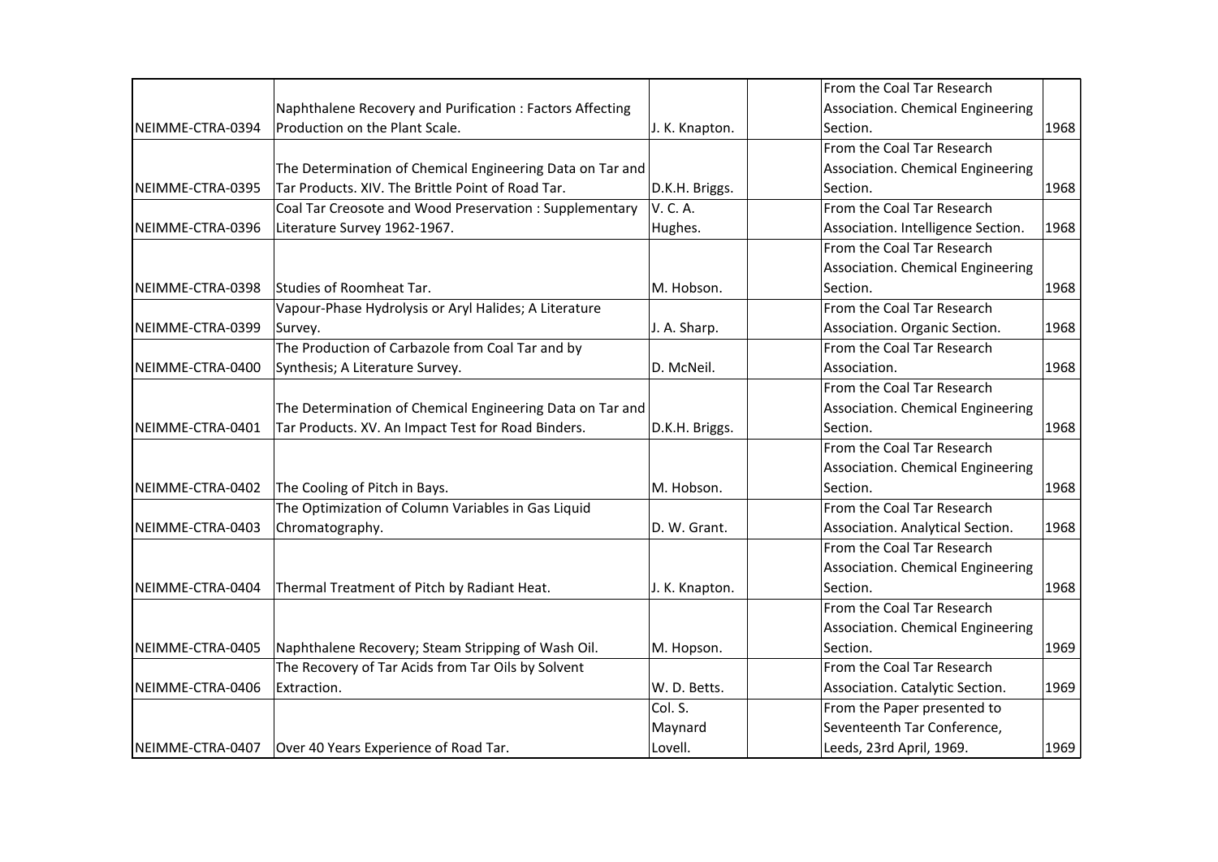| | | | | | |
|---|---|---|---|---|---|
| NEIMME-CTRA-0394 | Naphthalene Recovery and Purification : Factors Affecting Production on the Plant Scale. | J. K. Knapton. | | From the Coal Tar Research Association. Chemical Engineering Section. | 1968 |
| NEIMME-CTRA-0395 | The Determination of Chemical Engineering Data on Tar and Tar Products. XIV. The Brittle Point of Road Tar. | D.K.H. Briggs. | | From the Coal Tar Research Association. Chemical Engineering Section. | 1968 |
| NEIMME-CTRA-0396 | Coal Tar Creosote and Wood Preservation : Supplementary Literature Survey 1962-1967. | V. C. A. Hughes. | | From the Coal Tar Research Association. Intelligence Section. | 1968 |
| NEIMME-CTRA-0398 | Studies of Roomheat Tar. | M. Hobson. | | From the Coal Tar Research Association. Chemical Engineering Section. | 1968 |
| NEIMME-CTRA-0399 | Vapour-Phase Hydrolysis or Aryl Halides; A Literature Survey. | J. A. Sharp. | | From the Coal Tar Research Association. Organic Section. | 1968 |
| NEIMME-CTRA-0400 | The Production of Carbazole from Coal Tar and by Synthesis; A Literature Survey. | D. McNeil. | | From the Coal Tar Research Association. | 1968 |
| NEIMME-CTRA-0401 | The Determination of Chemical Engineering Data on Tar and Tar Products. XV. An Impact Test for Road Binders. | D.K.H. Briggs. | | From the Coal Tar Research Association. Chemical Engineering Section. | 1968 |
| NEIMME-CTRA-0402 | The Cooling of Pitch in Bays. | M. Hobson. | | From the Coal Tar Research Association. Chemical Engineering Section. | 1968 |
| NEIMME-CTRA-0403 | The Optimization of Column Variables in Gas Liquid Chromatography. | D. W. Grant. | | From the Coal Tar Research Association. Analytical Section. | 1968 |
| NEIMME-CTRA-0404 | Thermal Treatment of Pitch by Radiant Heat. | J. K. Knapton. | | From the Coal Tar Research Association. Chemical Engineering Section. | 1968 |
| NEIMME-CTRA-0405 | Naphthalene Recovery; Steam Stripping of Wash Oil. | M. Hopson. | | From the Coal Tar Research Association. Chemical Engineering Section. | 1969 |
| NEIMME-CTRA-0406 | The Recovery of Tar Acids from Tar Oils by Solvent Extraction. | W. D. Betts. | | From the Coal Tar Research Association. Catalytic Section. | 1969 |
| NEIMME-CTRA-0407 | Over 40 Years Experience of Road Tar. | Col. S. Maynard Lovell. | | From the Paper presented to Seventeenth Tar Conference, Leeds, 23rd April, 1969. | 1969 |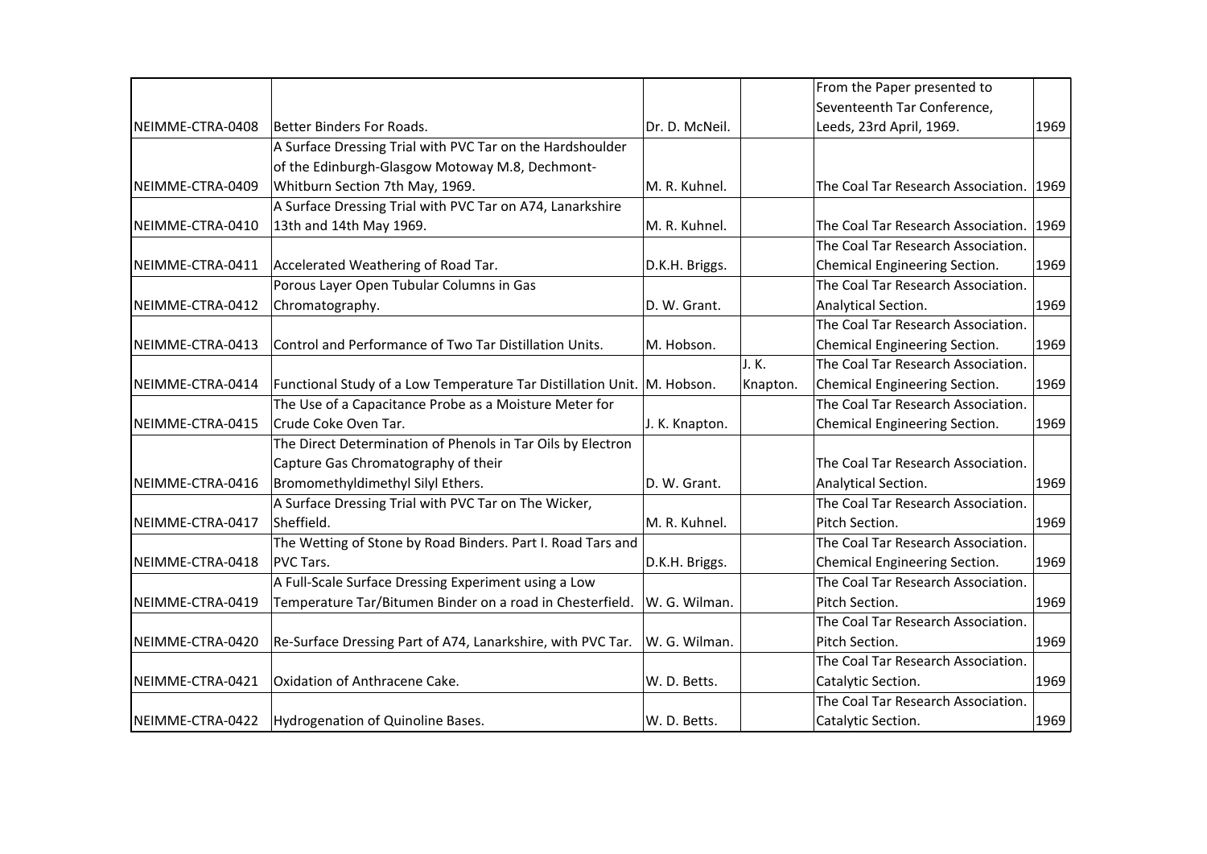|  |  |  |  |  |  |
|---|---|---|---|---|---|
| NEIMME-CTRA-0408 | Better Binders For Roads. | Dr. D. McNeil. |  | From the Paper presented to Seventeenth Tar Conference, Leeds, 23rd April, 1969. | 1969 |
| NEIMME-CTRA-0409 | A Surface Dressing Trial with PVC Tar on the Hardshoulder of the Edinburgh-Glasgow Motoway M.8, Dechmont-Whitburn Section 7th May, 1969. | M. R. Kuhnel. |  | The Coal Tar Research Association. | 1969 |
| NEIMME-CTRA-0410 | A Surface Dressing Trial with PVC Tar on A74, Lanarkshire 13th and 14th May 1969. | M. R. Kuhnel. |  | The Coal Tar Research Association. | 1969 |
| NEIMME-CTRA-0411 | Accelerated Weathering of Road Tar. | D.K.H. Briggs. |  | The Coal Tar Research Association. Chemical Engineering Section. | 1969 |
| NEIMME-CTRA-0412 | Porous Layer Open Tubular Columns in Gas Chromatography. | D. W. Grant. |  | The Coal Tar Research Association. Analytical Section. | 1969 |
| NEIMME-CTRA-0413 | Control and Performance of Two Tar Distillation Units. | M. Hobson. |  | The Coal Tar Research Association. Chemical Engineering Section. | 1969 |
| NEIMME-CTRA-0414 | Functional Study of a Low Temperature Tar Distillation Unit. | M. Hobson. | J. K. Knapton. | The Coal Tar Research Association. Chemical Engineering Section. | 1969 |
| NEIMME-CTRA-0415 | The Use of a Capacitance Probe as a Moisture Meter for Crude Coke Oven Tar. | J. K. Knapton. |  | The Coal Tar Research Association. Chemical Engineering Section. | 1969 |
| NEIMME-CTRA-0416 | The Direct Determination of Phenols in Tar Oils by Electron Capture Gas Chromatography of their Bromomethyldimethyl Silyl Ethers. | D. W. Grant. |  | The Coal Tar Research Association. Analytical Section. | 1969 |
| NEIMME-CTRA-0417 | A Surface Dressing Trial with PVC Tar on The Wicker, Sheffield. | M. R. Kuhnel. |  | The Coal Tar Research Association. Pitch Section. | 1969 |
| NEIMME-CTRA-0418 | The Wetting of Stone by Road Binders. Part I. Road Tars and PVC Tars. | D.K.H. Briggs. |  | The Coal Tar Research Association. Chemical Engineering Section. | 1969 |
| NEIMME-CTRA-0419 | A Full-Scale Surface Dressing Experiment using a Low Temperature Tar/Bitumen Binder on a road in Chesterfield. | W. G. Wilman. |  | The Coal Tar Research Association. Pitch Section. | 1969 |
| NEIMME-CTRA-0420 | Re-Surface Dressing Part of A74, Lanarkshire, with PVC Tar. | W. G. Wilman. |  | The Coal Tar Research Association. Pitch Section. | 1969 |
| NEIMME-CTRA-0421 | Oxidation of Anthracene Cake. | W. D. Betts. |  | The Coal Tar Research Association. Catalytic Section. | 1969 |
| NEIMME-CTRA-0422 | Hydrogenation of Quinoline Bases. | W. D. Betts. |  | The Coal Tar Research Association. Catalytic Section. | 1969 |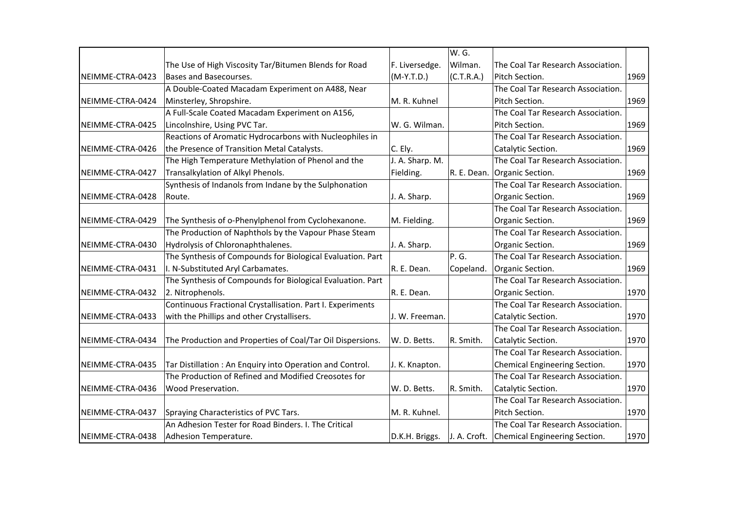| | | | | | |
|---|---|---|---|---|---|
| NEIMME-CTRA-0423 | The Use of High Viscosity Tar/Bitumen Blends for Road Bases and Basecourses. | F. Liversedge. (M-Y.T.D.) | W. G. Wilman. (C.T.R.A.) | The Coal Tar Research Association. Pitch Section. | 1969 |
| NEIMME-CTRA-0424 | A Double-Coated Macadam Experiment on A488, Near Minsterley, Shropshire. | M. R. Kuhnel | | The Coal Tar Research Association. Pitch Section. | 1969 |
| NEIMME-CTRA-0425 | A Full-Scale Coated Macadam Experiment on A156, Lincolnshire, Using PVC Tar. | W. G. Wilman. | | The Coal Tar Research Association. Pitch Section. | 1969 |
| NEIMME-CTRA-0426 | Reactions of Aromatic Hydrocarbons with Nucleophiles in the Presence of Transition Metal Catalysts. | C. Ely. | | The Coal Tar Research Association. Catalytic Section. | 1969 |
| NEIMME-CTRA-0427 | The High Temperature Methylation of Phenol and the Transalkylation of Alkyl Phenols. | J. A. Sharp. M. Fielding. | R. E. Dean. | The Coal Tar Research Association. Organic Section. | 1969 |
| NEIMME-CTRA-0428 | Synthesis of Indanols from Indane by the Sulphonation Route. | J. A. Sharp. | | The Coal Tar Research Association. Organic Section. | 1969 |
| NEIMME-CTRA-0429 | The Synthesis of o-Phenylphenol from Cyclohexanone. | M. Fielding. | | The Coal Tar Research Association. Organic Section. | 1969 |
| NEIMME-CTRA-0430 | The Production of Naphthols by the Vapour Phase Steam Hydrolysis of Chloronaphthalenes. | J. A. Sharp. | | The Coal Tar Research Association. Organic Section. | 1969 |
| NEIMME-CTRA-0431 | The Synthesis of Compounds for Biological Evaluation. Part I. N-Substituted Aryl Carbamates. | R. E. Dean. | P. G. Copeland. | The Coal Tar Research Association. Organic Section. | 1969 |
| NEIMME-CTRA-0432 | The Synthesis of Compounds for Biological Evaluation. Part 2. Nitrophenols. | R. E. Dean. | | The Coal Tar Research Association. Organic Section. | 1970 |
| NEIMME-CTRA-0433 | Continuous Fractional Crystallisation. Part I. Experiments with the Phillips and other Crystallisers. | J. W. Freeman. | | The Coal Tar Research Association. Catalytic Section. | 1970 |
| NEIMME-CTRA-0434 | The Production and Properties of Coal/Tar Oil Dispersions. | W. D. Betts. | R. Smith. | The Coal Tar Research Association. Catalytic Section. | 1970 |
| NEIMME-CTRA-0435 | Tar Distillation : An Enquiry into Operation and Control. | J. K. Knapton. | | The Coal Tar Research Association. Chemical Engineering Section. | 1970 |
| NEIMME-CTRA-0436 | The Production of Refined and Modified Creosotes for Wood Preservation. | W. D. Betts. | R. Smith. | The Coal Tar Research Association. Catalytic Section. | 1970 |
| NEIMME-CTRA-0437 | Spraying Characteristics of PVC Tars. | M. R. Kuhnel. | | The Coal Tar Research Association. Pitch Section. | 1970 |
| NEIMME-CTRA-0438 | An Adhesion Tester for Road Binders. I. The Critical Adhesion Temperature. | D.K.H. Briggs. | J. A. Croft. | The Coal Tar Research Association. Chemical Engineering Section. | 1970 |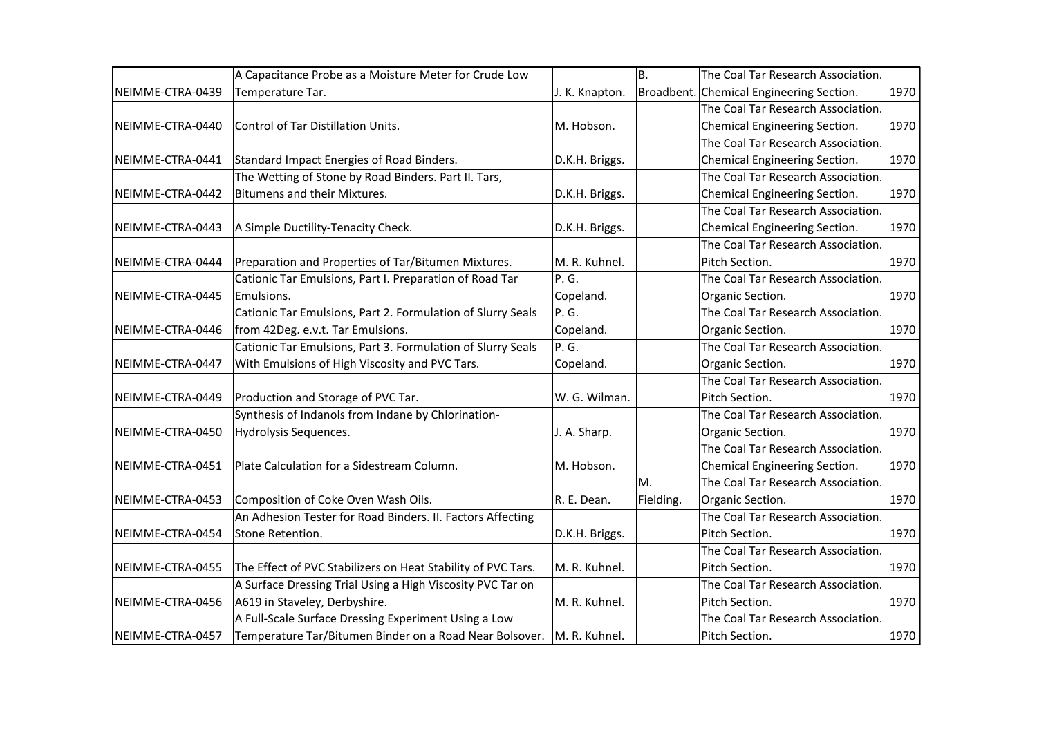| | | | | | |
|---|---|---|---|---|---|
| NEIMME-CTRA-0439 | A Capacitance Probe as a Moisture Meter for Crude Low Temperature Tar. | J. K. Knapton. | B. Broadbent. | The Coal Tar Research Association. Chemical Engineering Section. | 1970 |
| NEIMME-CTRA-0440 | Control of Tar Distillation Units. | M. Hobson. | | The Coal Tar Research Association. Chemical Engineering Section. | 1970 |
| NEIMME-CTRA-0441 | Standard Impact Energies of Road Binders. | D.K.H. Briggs. | | The Coal Tar Research Association. Chemical Engineering Section. | 1970 |
| NEIMME-CTRA-0442 | The Wetting of Stone by Road Binders. Part II. Tars, Bitumens and their Mixtures. | D.K.H. Briggs. | | The Coal Tar Research Association. Chemical Engineering Section. | 1970 |
| NEIMME-CTRA-0443 | A Simple Ductility-Tenacity Check. | D.K.H. Briggs. | | The Coal Tar Research Association. Chemical Engineering Section. | 1970 |
| NEIMME-CTRA-0444 | Preparation and Properties of Tar/Bitumen Mixtures. | M. R. Kuhnel. | | The Coal Tar Research Association. Pitch Section. | 1970 |
| NEIMME-CTRA-0445 | Cationic Tar Emulsions, Part I. Preparation of Road Tar Emulsions. | P. G. Copeland. | | The Coal Tar Research Association. Organic Section. | 1970 |
| NEIMME-CTRA-0446 | Cationic Tar Emulsions, Part 2. Formulation of Slurry Seals from 42Deg. e.v.t. Tar Emulsions. | P. G. Copeland. | | The Coal Tar Research Association. Organic Section. | 1970 |
| NEIMME-CTRA-0447 | Cationic Tar Emulsions, Part 3. Formulation of Slurry Seals With Emulsions of High Viscosity and PVC Tars. | P. G. Copeland. | | The Coal Tar Research Association. Organic Section. | 1970 |
| NEIMME-CTRA-0449 | Production and Storage of PVC Tar. | W. G. Wilman. | | The Coal Tar Research Association. Pitch Section. | 1970 |
| NEIMME-CTRA-0450 | Synthesis of Indanols from Indane by Chlorination-Hydrolysis Sequences. | J. A. Sharp. | | The Coal Tar Research Association. Organic Section. | 1970 |
| NEIMME-CTRA-0451 | Plate Calculation for a Sidestream Column. | M. Hobson. | | The Coal Tar Research Association. Chemical Engineering Section. | 1970 |
| NEIMME-CTRA-0453 | Composition of Coke Oven Wash Oils. | R. E. Dean. | M. Fielding. | The Coal Tar Research Association. Organic Section. | 1970 |
| NEIMME-CTRA-0454 | An Adhesion Tester for Road Binders. II. Factors Affecting Stone Retention. | D.K.H. Briggs. | | The Coal Tar Research Association. Pitch Section. | 1970 |
| NEIMME-CTRA-0455 | The Effect of PVC Stabilizers on Heat Stability of PVC Tars. | M. R. Kuhnel. | | The Coal Tar Research Association. Pitch Section. | 1970 |
| NEIMME-CTRA-0456 | A Surface Dressing Trial Using a High Viscosity PVC Tar on A619 in Staveley, Derbyshire. | M. R. Kuhnel. | | The Coal Tar Research Association. Pitch Section. | 1970 |
| NEIMME-CTRA-0457 | A Full-Scale Surface Dressing Experiment Using a Low Temperature Tar/Bitumen Binder on a Road Near Bolsover. | M. R. Kuhnel. | | The Coal Tar Research Association. Pitch Section. | 1970 |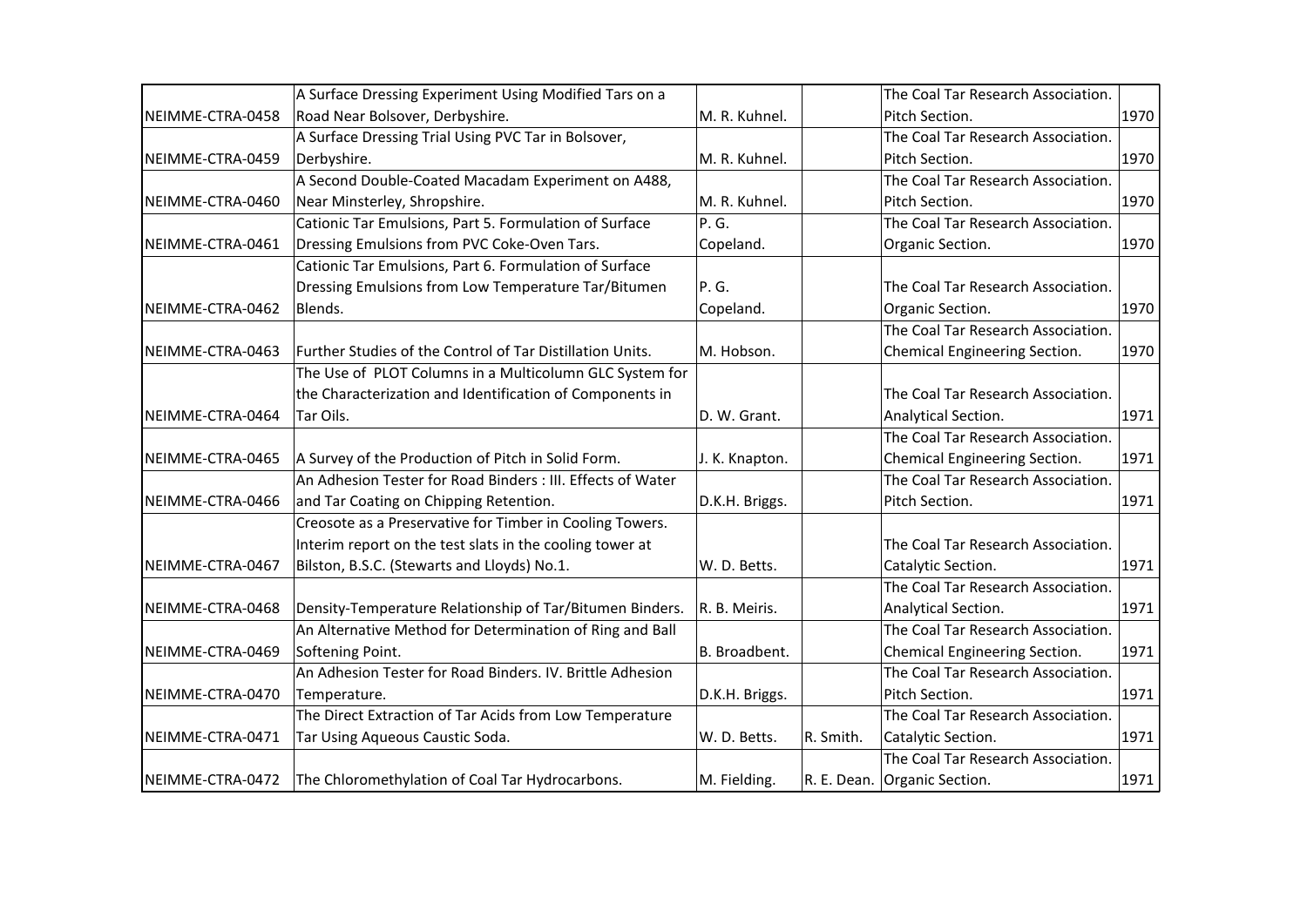| | | | | | |
|---|---|---|---|---|---|
| NEIMME-CTRA-0458 | A Surface Dressing Experiment Using Modified Tars on a Road Near Bolsover, Derbyshire. | M. R. Kuhnel. | | The Coal Tar Research Association. Pitch Section. | 1970 |
| NEIMME-CTRA-0459 | A Surface Dressing Trial Using PVC Tar in Bolsover, Derbyshire. | M. R. Kuhnel. | | The Coal Tar Research Association. Pitch Section. | 1970 |
| NEIMME-CTRA-0460 | A Second Double-Coated Macadam Experiment on A488, Near Minsterley, Shropshire. | M. R. Kuhnel. | | The Coal Tar Research Association. Pitch Section. | 1970 |
| NEIMME-CTRA-0461 | Cationic Tar Emulsions, Part 5. Formulation of Surface Dressing Emulsions from PVC Coke-Oven Tars. | P. G. Copeland. | | The Coal Tar Research Association. Organic Section. | 1970 |
| NEIMME-CTRA-0462 | Cationic Tar Emulsions, Part 6. Formulation of Surface Dressing Emulsions from Low Temperature Tar/Bitumen Blends. | P. G. Copeland. | | The Coal Tar Research Association. Organic Section. | 1970 |
| NEIMME-CTRA-0463 | Further Studies of the Control of Tar Distillation Units. | M. Hobson. | | The Coal Tar Research Association. Chemical Engineering Section. | 1970 |
| NEIMME-CTRA-0464 | The Use of PLOT Columns in a Multicolumn GLC System for the Characterization and Identification of Components in Tar Oils. | D. W. Grant. | | The Coal Tar Research Association. Analytical Section. | 1971 |
| NEIMME-CTRA-0465 | A Survey of the Production of Pitch in Solid Form. | J. K. Knapton. | | The Coal Tar Research Association. Chemical Engineering Section. | 1971 |
| NEIMME-CTRA-0466 | An Adhesion Tester for Road Binders : III. Effects of Water and Tar Coating on Chipping Retention. | D.K.H. Briggs. | | The Coal Tar Research Association. Pitch Section. | 1971 |
| NEIMME-CTRA-0467 | Creosote as a Preservative for Timber in Cooling Towers. Interim report on the test slats in the cooling tower at Bilston, B.S.C. (Stewarts and Lloyds) No.1. | W. D. Betts. | | The Coal Tar Research Association. Catalytic Section. | 1971 |
| NEIMME-CTRA-0468 | Density-Temperature Relationship of Tar/Bitumen Binders. | R. B. Meiris. | | The Coal Tar Research Association. Analytical Section. | 1971 |
| NEIMME-CTRA-0469 | An Alternative Method for Determination of Ring and Ball Softening Point. | B. Broadbent. | | The Coal Tar Research Association. Chemical Engineering Section. | 1971 |
| NEIMME-CTRA-0470 | An Adhesion Tester for Road Binders. IV. Brittle Adhesion Temperature. | D.K.H. Briggs. | | The Coal Tar Research Association. Pitch Section. | 1971 |
| NEIMME-CTRA-0471 | The Direct Extraction of Tar Acids from Low Temperature Tar Using Aqueous Caustic Soda. | W. D. Betts. | R. Smith. | The Coal Tar Research Association. Catalytic Section. | 1971 |
| NEIMME-CTRA-0472 | The Chloromethylation of Coal Tar Hydrocarbons. | M. Fielding. | R. E. Dean. | The Coal Tar Research Association. Organic Section. | 1971 |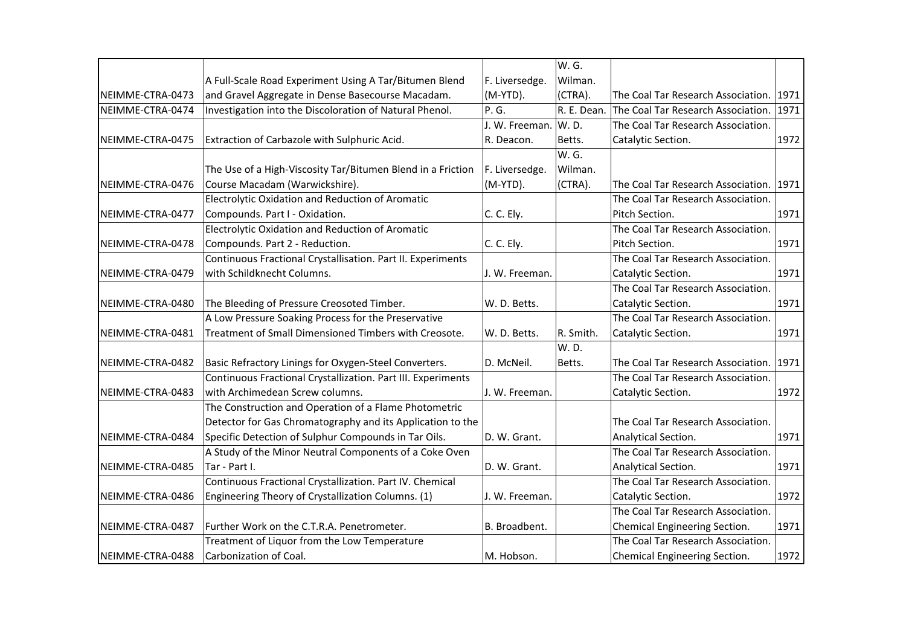| | | | | | |
|---|---|---|---|---|---|
| NEIMME-CTRA-0473 | A Full-Scale Road Experiment Using A Tar/Bitumen Blend and Gravel Aggregate in Dense Basecourse Macadam. | F. Liversedge. (M-YTD). | W. G. Wilman. (CTRA). | The Coal Tar Research Association. | 1971 |
| NEIMME-CTRA-0474 | Investigation into the Discoloration of Natural Phenol. | P. G. | R. E. Dean. | The Coal Tar Research Association. | 1971 |
| NEIMME-CTRA-0475 | Extraction of Carbazole with Sulphuric Acid. | J. W. Freeman. R. Deacon. | W. D. Betts. | The Coal Tar Research Association. Catalytic Section. | 1972 |
| NEIMME-CTRA-0476 | The Use of a High-Viscosity Tar/Bitumen Blend in a Friction Course Macadam (Warwickshire). | F. Liversedge. (M-YTD). | W. G. Wilman. (CTRA). | The Coal Tar Research Association. | 1971 |
| NEIMME-CTRA-0477 | Electrolytic Oxidation and Reduction of Aromatic Compounds. Part I - Oxidation. | C. C. Ely. | | The Coal Tar Research Association. Pitch Section. | 1971 |
| NEIMME-CTRA-0478 | Electrolytic Oxidation and Reduction of Aromatic Compounds. Part 2 - Reduction. | C. C. Ely. | | The Coal Tar Research Association. Pitch Section. | 1971 |
| NEIMME-CTRA-0479 | Continuous Fractional Crystallisation. Part II. Experiments with Schildknecht Columns. | J. W. Freeman. | | The Coal Tar Research Association. Catalytic Section. | 1971 |
| NEIMME-CTRA-0480 | The Bleeding of Pressure Creosoted Timber. | W. D. Betts. | | The Coal Tar Research Association. Catalytic Section. | 1971 |
| NEIMME-CTRA-0481 | A Low Pressure Soaking Process for the Preservative Treatment of Small Dimensioned Timbers with Creosote. | W. D. Betts. | R. Smith. | The Coal Tar Research Association. Catalytic Section. | 1971 |
| NEIMME-CTRA-0482 | Basic Refractory Linings for Oxygen-Steel Converters. | D. McNeil. | W. D. Betts. | The Coal Tar Research Association. | 1971 |
| NEIMME-CTRA-0483 | Continuous Fractional Crystallization. Part III. Experiments with Archimedean Screw columns. | J. W. Freeman. | | The Coal Tar Research Association. Catalytic Section. | 1972 |
| NEIMME-CTRA-0484 | The Construction and Operation of a Flame Photometric Detector for Gas Chromatography and its Application to the Specific Detection of Sulphur Compounds in Tar Oils. | D. W. Grant. | | The Coal Tar Research Association. Analytical Section. | 1971 |
| NEIMME-CTRA-0485 | A Study of the Minor Neutral Components of a Coke Oven Tar - Part I. | D. W. Grant. | | The Coal Tar Research Association. Analytical Section. | 1971 |
| NEIMME-CTRA-0486 | Continuous Fractional Crystallization. Part IV. Chemical Engineering Theory of Crystallization Columns. (1) | J. W. Freeman. | | The Coal Tar Research Association. Catalytic Section. | 1972 |
| NEIMME-CTRA-0487 | Further Work on the C.T.R.A. Penetrometer. | B. Broadbent. | | The Coal Tar Research Association. Chemical Engineering Section. | 1971 |
| NEIMME-CTRA-0488 | Treatment of Liquor from the Low Temperature Carbonization of Coal. | M. Hobson. | | The Coal Tar Research Association. Chemical Engineering Section. | 1972 |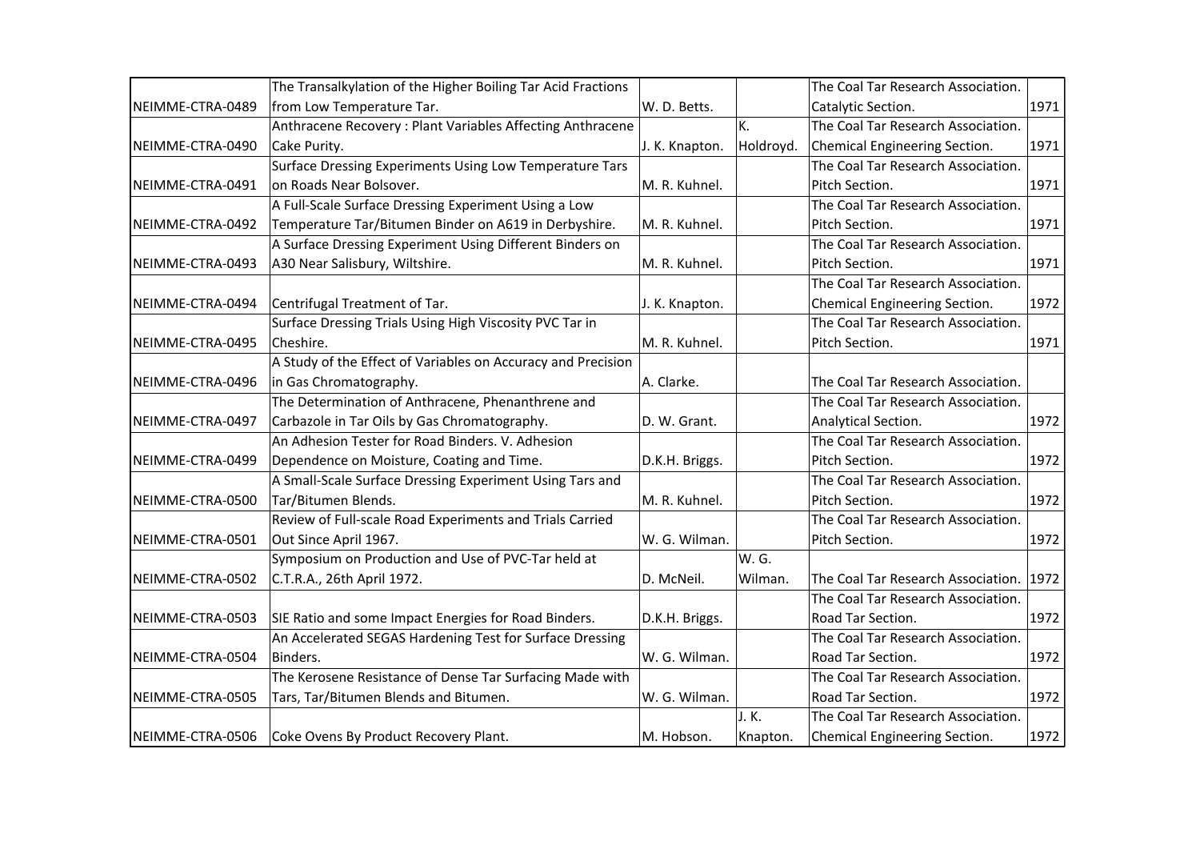| | | | | | |
|---|---|---|---|---|---|
| NEIMME-CTRA-0489 | The Transalkylation of the Higher Boiling Tar Acid Fractions from Low Temperature Tar. | W. D. Betts. | | The Coal Tar Research Association. Catalytic Section. | 1971 |
| NEIMME-CTRA-0490 | Anthracene Recovery : Plant Variables Affecting Anthracene Cake Purity. | J. K. Knapton. | K. Holdroyd. | The Coal Tar Research Association. Chemical Engineering Section. | 1971 |
| NEIMME-CTRA-0491 | Surface Dressing Experiments Using Low Temperature Tars on Roads Near Bolsover. | M. R. Kuhnel. | | The Coal Tar Research Association. Pitch Section. | 1971 |
| NEIMME-CTRA-0492 | A Full-Scale Surface Dressing Experiment Using a Low Temperature Tar/Bitumen Binder on A619 in Derbyshire. | M. R. Kuhnel. | | The Coal Tar Research Association. Pitch Section. | 1971 |
| NEIMME-CTRA-0493 | A Surface Dressing Experiment Using Different Binders on A30 Near Salisbury, Wiltshire. | M. R. Kuhnel. | | The Coal Tar Research Association. Pitch Section. | 1971 |
| NEIMME-CTRA-0494 | Centrifugal Treatment of Tar. | J. K. Knapton. | | The Coal Tar Research Association. Chemical Engineering Section. | 1972 |
| NEIMME-CTRA-0495 | Surface Dressing Trials Using High Viscosity PVC Tar in Cheshire. | M. R. Kuhnel. | | The Coal Tar Research Association. Pitch Section. | 1971 |
| NEIMME-CTRA-0496 | A Study of the Effect of Variables on Accuracy and Precision in Gas Chromatography. | A. Clarke. | | The Coal Tar Research Association. | |
| NEIMME-CTRA-0497 | The Determination of Anthracene, Phenanthrene and Carbazole in Tar Oils by Gas Chromatography. | D. W. Grant. | | The Coal Tar Research Association. Analytical Section. | 1972 |
| NEIMME-CTRA-0499 | An Adhesion Tester for Road Binders. V. Adhesion Dependence on Moisture, Coating and Time. | D.K.H. Briggs. | | The Coal Tar Research Association. Pitch Section. | 1972 |
| NEIMME-CTRA-0500 | A Small-Scale Surface Dressing Experiment Using Tars and Tar/Bitumen Blends. | M. R. Kuhnel. | | The Coal Tar Research Association. Pitch Section. | 1972 |
| NEIMME-CTRA-0501 | Review of Full-scale Road Experiments and Trials Carried Out Since April 1967. | W. G. Wilman. | | The Coal Tar Research Association. Pitch Section. | 1972 |
| NEIMME-CTRA-0502 | Symposium on Production and Use of PVC-Tar held at C.T.R.A., 26th April 1972. | D. McNeil. | W. G. Wilman. | The Coal Tar Research Association. | 1972 |
| NEIMME-CTRA-0503 | SIE Ratio and some Impact Energies for Road Binders. | D.K.H. Briggs. | | The Coal Tar Research Association. Road Tar Section. | 1972 |
| NEIMME-CTRA-0504 | An Accelerated SEGAS Hardening Test for Surface Dressing Binders. | W. G. Wilman. | | The Coal Tar Research Association. Road Tar Section. | 1972 |
| NEIMME-CTRA-0505 | The Kerosene Resistance of Dense Tar Surfacing Made with Tars, Tar/Bitumen Blends and Bitumen. | W. G. Wilman. | | The Coal Tar Research Association. Road Tar Section. | 1972 |
| NEIMME-CTRA-0506 | Coke Ovens By Product Recovery Plant. | M. Hobson. | J. K. Knapton. | The Coal Tar Research Association. Chemical Engineering Section. | 1972 |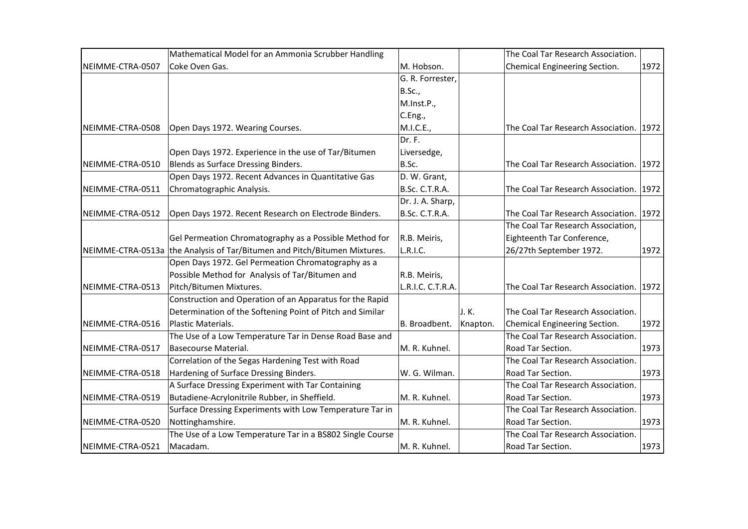| | | | | | |
|---|---|---|---|---|---|
| NEIMME-CTRA-0507 | Mathematical Model for an Ammonia Scrubber Handling Coke Oven Gas. | M. Hobson. | | The Coal Tar Research Association. Chemical Engineering Section. | 1972 |
| NEIMME-CTRA-0508 | Open Days 1972. Wearing Courses. | G. R. Forrester, B.Sc., M.Inst.P., C.Eng., M.I.C.E., | | The Coal Tar Research Association. | 1972 |
| NEIMME-CTRA-0510 | Open Days 1972. Experience in the use of Tar/Bitumen Blends as Surface Dressing Binders. | Dr. F. Liversedge, B.Sc. | | The Coal Tar Research Association. | 1972 |
| NEIMME-CTRA-0511 | Open Days 1972. Recent Advances in Quantitative Gas Chromatographic Analysis. | D. W. Grant, B.Sc. C.T.R.A. | | The Coal Tar Research Association. | 1972 |
| NEIMME-CTRA-0512 | Open Days 1972. Recent Research on Electrode Binders. | Dr. J. A. Sharp, B.Sc. C.T.R.A. | | The Coal Tar Research Association. | 1972 |
| NEIMME-CTRA-0513a | Gel Permeation Chromatography as a Possible Method for the Analysis of Tar/Bitumen and Pitch/Bitumen Mixtures. | R.B. Meiris, L.R.I.C. | | The Coal Tar Research Association, Eighteenth Tar Conference, 26/27th September 1972. | 1972 |
| NEIMME-CTRA-0513 | Open Days 1972. Gel Permeation Chromatography as a Possible Method for Analysis of Tar/Bitumen and Pitch/Bitumen Mixtures. | R.B. Meiris, L.R.I.C. C.T.R.A. | | The Coal Tar Research Association. | 1972 |
| NEIMME-CTRA-0516 | Construction and Operation of an Apparatus for the Rapid Determination of the Softening Point of Pitch and Similar Plastic Materials. | B. Broadbent. | J. K. Knapton. | The Coal Tar Research Association. Chemical Engineering Section. | 1972 |
| NEIMME-CTRA-0517 | The Use of a Low Temperature Tar in Dense Road Base and Basecourse Material. | M. R. Kuhnel. | | The Coal Tar Research Association. Road Tar Section. | 1973 |
| NEIMME-CTRA-0518 | Correlation of the Segas Hardening Test with Road Hardening of Surface Dressing Binders. | W. G. Wilman. | | The Coal Tar Research Association. Road Tar Section. | 1973 |
| NEIMME-CTRA-0519 | A Surface Dressing Experiment with Tar Containing Butadiene-Acrylonitrile Rubber, in Sheffield. | M. R. Kuhnel. | | The Coal Tar Research Association. Road Tar Section. | 1973 |
| NEIMME-CTRA-0520 | Surface Dressing Experiments with Low Temperature Tar in Nottinghamshire. | M. R. Kuhnel. | | The Coal Tar Research Association. Road Tar Section. | 1973 |
| NEIMME-CTRA-0521 | The Use of a Low Temperature Tar in a BS802 Single Course Macadam. | M. R. Kuhnel. | | The Coal Tar Research Association. Road Tar Section. | 1973 |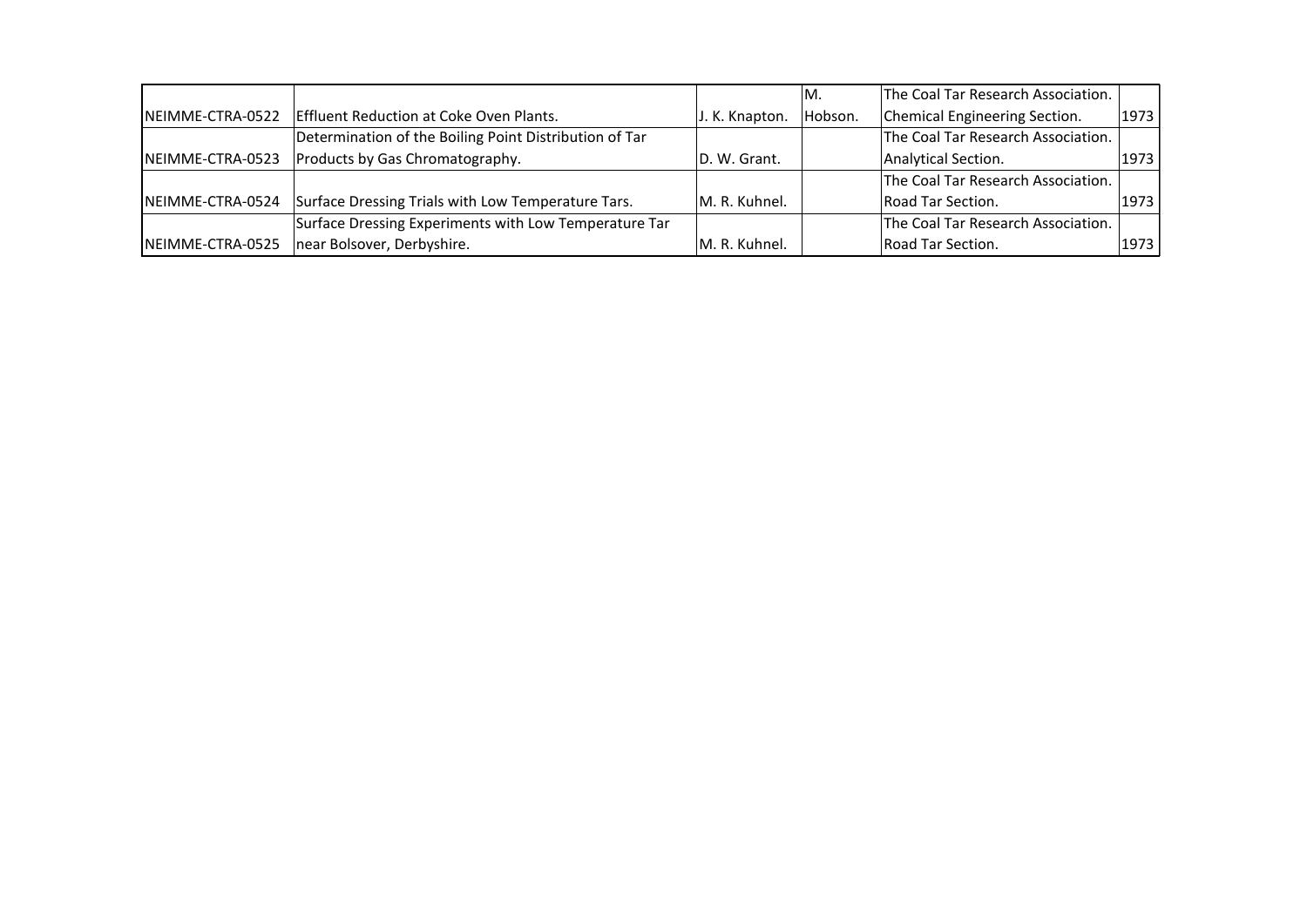| | | | | | |
|---|---|---|---|---|---|
| NEIMME-CTRA-0522 | Effluent Reduction at Coke Oven Plants. | J. K. Knapton. | M. Hobson. | The Coal Tar Research Association. Chemical Engineering Section. | 1973 |
| NEIMME-CTRA-0523 | Determination of the Boiling Point Distribution of Tar Products by Gas Chromatography. | D. W. Grant. | | The Coal Tar Research Association. Analytical Section. | 1973 |
| NEIMME-CTRA-0524 | Surface Dressing Trials with Low Temperature Tars. | M. R. Kuhnel. | | The Coal Tar Research Association. Road Tar Section. | 1973 |
| NEIMME-CTRA-0525 | Surface Dressing Experiments with Low Temperature Tar near Bolsover, Derbyshire. | M. R. Kuhnel. | | The Coal Tar Research Association. Road Tar Section. | 1973 |